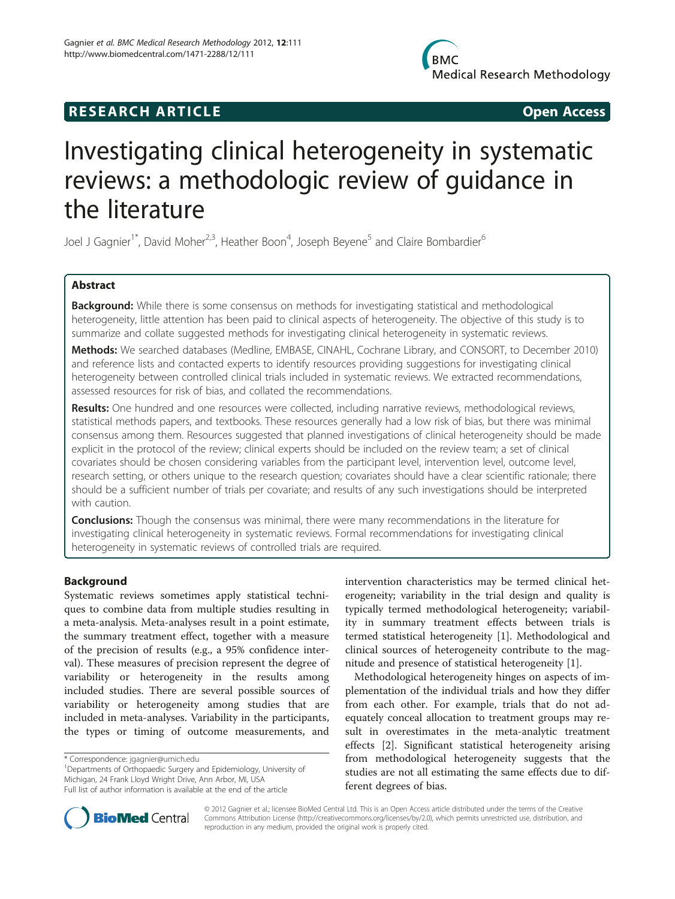RESEARCH ARTICLE Open Access

# Investigating clinical heterogeneity in systematic reviews: a methodologic review of guidance in the literature

Joel J Gagnier[1*], David Moher[2,3], Heather Boon[4], Joseph Beyene[5] and Claire Bombardier[6]

## Abstract

**Background:** While there is some consensus on methods for investigating statistical and methodological heterogeneity, little attention has been paid to clinical aspects of heterogeneity. The objective of this study is to summarize and collate suggested methods for investigating clinical heterogeneity in systematic reviews.

**Methods:** We searched databases (Medline, EMBASE, CINAHL, Cochrane Library, and CONSORT, to December 2010) and reference lists and contacted experts to identify resources providing suggestions for investigating clinical heterogeneity between controlled clinical trials included in systematic reviews. We extracted recommendations, assessed resources for risk of bias, and collated the recommendations.

**Results:** One hundred and one resources were collected, including narrative reviews, methodological reviews, statistical methods papers, and textbooks. These resources generally had a low risk of bias, but there was minimal consensus among them. Resources suggested that planned investigations of clinical heterogeneity should be made explicit in the protocol of the review; clinical experts should be included on the review team; a set of clinical covariates should be chosen considering variables from the participant level, intervention level, outcome level, research setting, or others unique to the research question; covariates should have a clear scientific rationale; there should be a sufficient number of trials per covariate; and results of any such investigations should be interpreted with caution.

**Conclusions:** Though the consensus was minimal, there were many recommendations in the literature for investigating clinical heterogeneity in systematic reviews. Formal recommendations for investigating clinical heterogeneity in systematic reviews of controlled trials are required.

## Background

Systematic reviews sometimes apply statistical techniques to combine data from multiple studies resulting in a meta-analysis. Meta-analyses result in a point estimate, the summary treatment effect, together with a measure of the precision of results (e.g., a 95% confidence interval). These measures of precision represent the degree of variability or heterogeneity in the results among included studies. There are several possible sources of variability or heterogeneity among studies that are included in meta-analyses. Variability in the participants, the types or timing of outcome measurements, and intervention characteristics may be termed clinical heterogeneity; variability in the trial design and quality is typically termed methodological heterogeneity; variability in summary treatment effects between trials is termed statistical heterogeneity [1]. Methodological and clinical sources of heterogeneity contribute to the magnitude and presence of statistical heterogeneity [1].

Methodological heterogeneity hinges on aspects of implementation of the individual trials and how they differ from each other. For example, trials that do not adequately conceal allocation to treatment groups may result in overestimates in the meta-analytic treatment effects [2]. Significant statistical heterogeneity arising from methodological heterogeneity suggests that the studies are not all estimating the same effects due to different degrees of bias.

* Correspondence: jgagnier@umich.edu
[1]Departments of Orthopaedic Surgery and Epidemiology, University of Michigan, 24 Frank Lloyd Wright Drive, Ann Arbor, MI, USA
Full list of author information is available at the end of the article

© 2012 Gagnier et al.; licensee BioMed Central Ltd. This is an Open Access article distributed under the terms of the Creative Commons Attribution License (http://creativecommons.org/licenses/by/2.0), which permits unrestricted use, distribution, and reproduction in any medium, provided the original work is properly cited.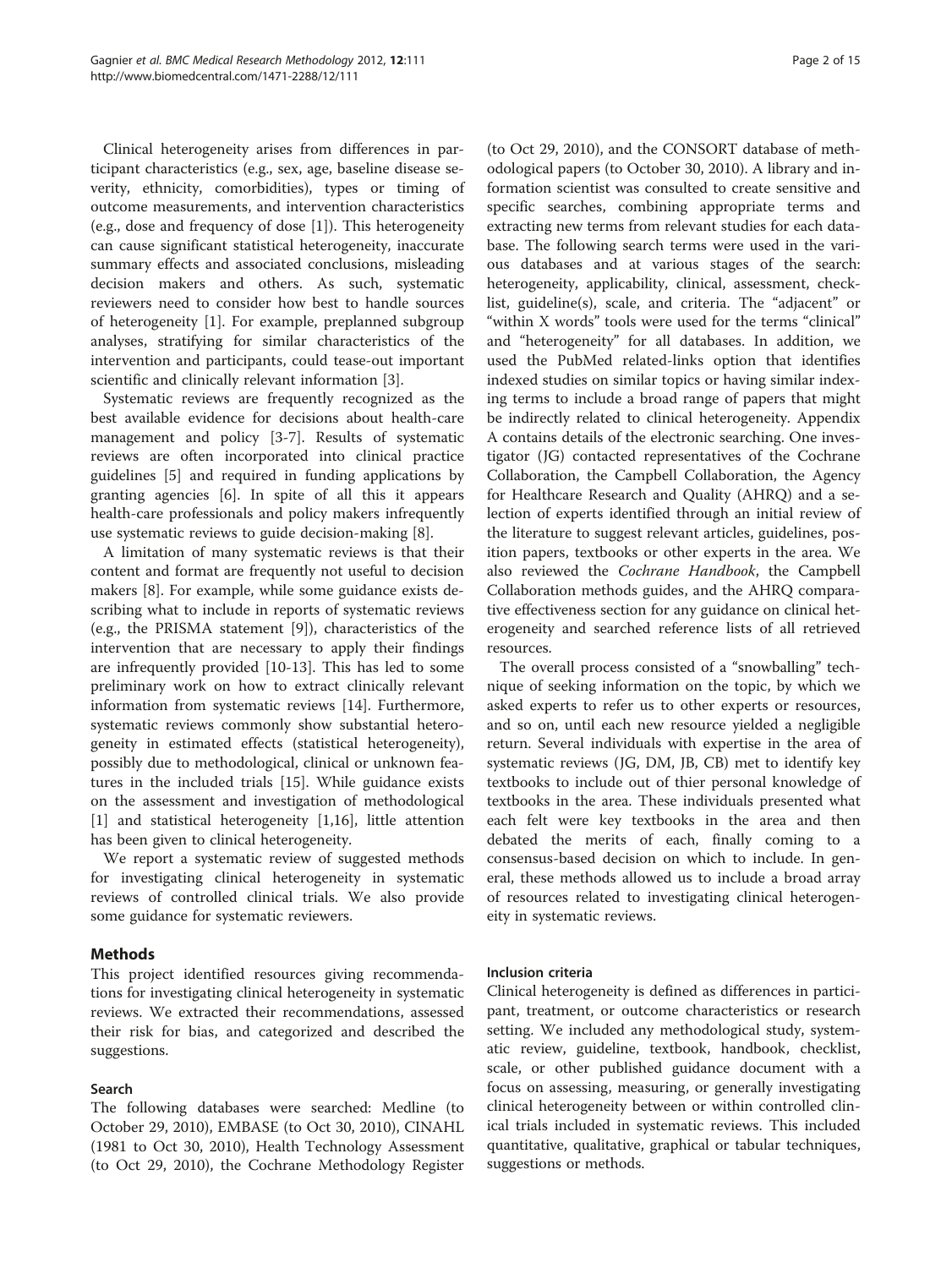Clinical heterogeneity arises from differences in participant characteristics (e.g., sex, age, baseline disease severity, ethnicity, comorbidities), types or timing of outcome measurements, and intervention characteristics (e.g., dose and frequency of dose [1]). This heterogeneity can cause significant statistical heterogeneity, inaccurate summary effects and associated conclusions, misleading decision makers and others. As such, systematic reviewers need to consider how best to handle sources of heterogeneity [1]. For example, preplanned subgroup analyses, stratifying for similar characteristics of the intervention and participants, could tease-out important scientific and clinically relevant information [3].

Systematic reviews are frequently recognized as the best available evidence for decisions about health-care management and policy [3-7]. Results of systematic reviews are often incorporated into clinical practice guidelines [5] and required in funding applications by granting agencies [6]. In spite of all this it appears health-care professionals and policy makers infrequently use systematic reviews to guide decision-making [8].

A limitation of many systematic reviews is that their content and format are frequently not useful to decision makers [8]. For example, while some guidance exists describing what to include in reports of systematic reviews (e.g., the PRISMA statement [9]), characteristics of the intervention that are necessary to apply their findings are infrequently provided [10-13]. This has led to some preliminary work on how to extract clinically relevant information from systematic reviews [14]. Furthermore, systematic reviews commonly show substantial heterogeneity in estimated effects (statistical heterogeneity), possibly due to methodological, clinical or unknown features in the included trials [15]. While guidance exists on the assessment and investigation of methodological [1] and statistical heterogeneity [1,16], little attention has been given to clinical heterogeneity.

We report a systematic review of suggested methods for investigating clinical heterogeneity in systematic reviews of controlled clinical trials. We also provide some guidance for systematic reviewers.

## Methods

This project identified resources giving recommendations for investigating clinical heterogeneity in systematic reviews. We extracted their recommendations, assessed their risk for bias, and categorized and described the suggestions.

### Search

The following databases were searched: Medline (to October 29, 2010), EMBASE (to Oct 30, 2010), CINAHL (1981 to Oct 30, 2010), Health Technology Assessment (to Oct 29, 2010), the Cochrane Methodology Register (to Oct 29, 2010), and the CONSORT database of methodological papers (to October 30, 2010). A library and information scientist was consulted to create sensitive and specific searches, combining appropriate terms and extracting new terms from relevant studies for each database. The following search terms were used in the various databases and at various stages of the search: heterogeneity, applicability, clinical, assessment, checklist, guideline(s), scale, and criteria. The "adjacent" or "within X words" tools were used for the terms "clinical" and "heterogeneity" for all databases. In addition, we used the PubMed related-links option that identifies indexed studies on similar topics or having similar indexing terms to include a broad range of papers that might be indirectly related to clinical heterogeneity. Appendix A contains details of the electronic searching. One investigator (JG) contacted representatives of the Cochrane Collaboration, the Campbell Collaboration, the Agency for Healthcare Research and Quality (AHRQ) and a selection of experts identified through an initial review of the literature to suggest relevant articles, guidelines, position papers, textbooks or other experts in the area. We also reviewed the *Cochrane Handbook*, the Campbell Collaboration methods guides, and the AHRQ comparative effectiveness section for any guidance on clinical heterogeneity and searched reference lists of all retrieved resources.

The overall process consisted of a "snowballing" technique of seeking information on the topic, by which we asked experts to refer us to other experts or resources, and so on, until each new resource yielded a negligible return. Several individuals with expertise in the area of systematic reviews (JG, DM, JB, CB) met to identify key textbooks to include out of thier personal knowledge of textbooks in the area. These individuals presented what each felt were key textbooks in the area and then debated the merits of each, finally coming to a consensus-based decision on which to include. In general, these methods allowed us to include a broad array of resources related to investigating clinical heterogeneity in systematic reviews.

### Inclusion criteria

Clinical heterogeneity is defined as differences in participant, treatment, or outcome characteristics or research setting. We included any methodological study, systematic review, guideline, textbook, handbook, checklist, scale, or other published guidance document with a focus on assessing, measuring, or generally investigating clinical heterogeneity between or within controlled clinical trials included in systematic reviews. This included quantitative, qualitative, graphical or tabular techniques, suggestions or methods.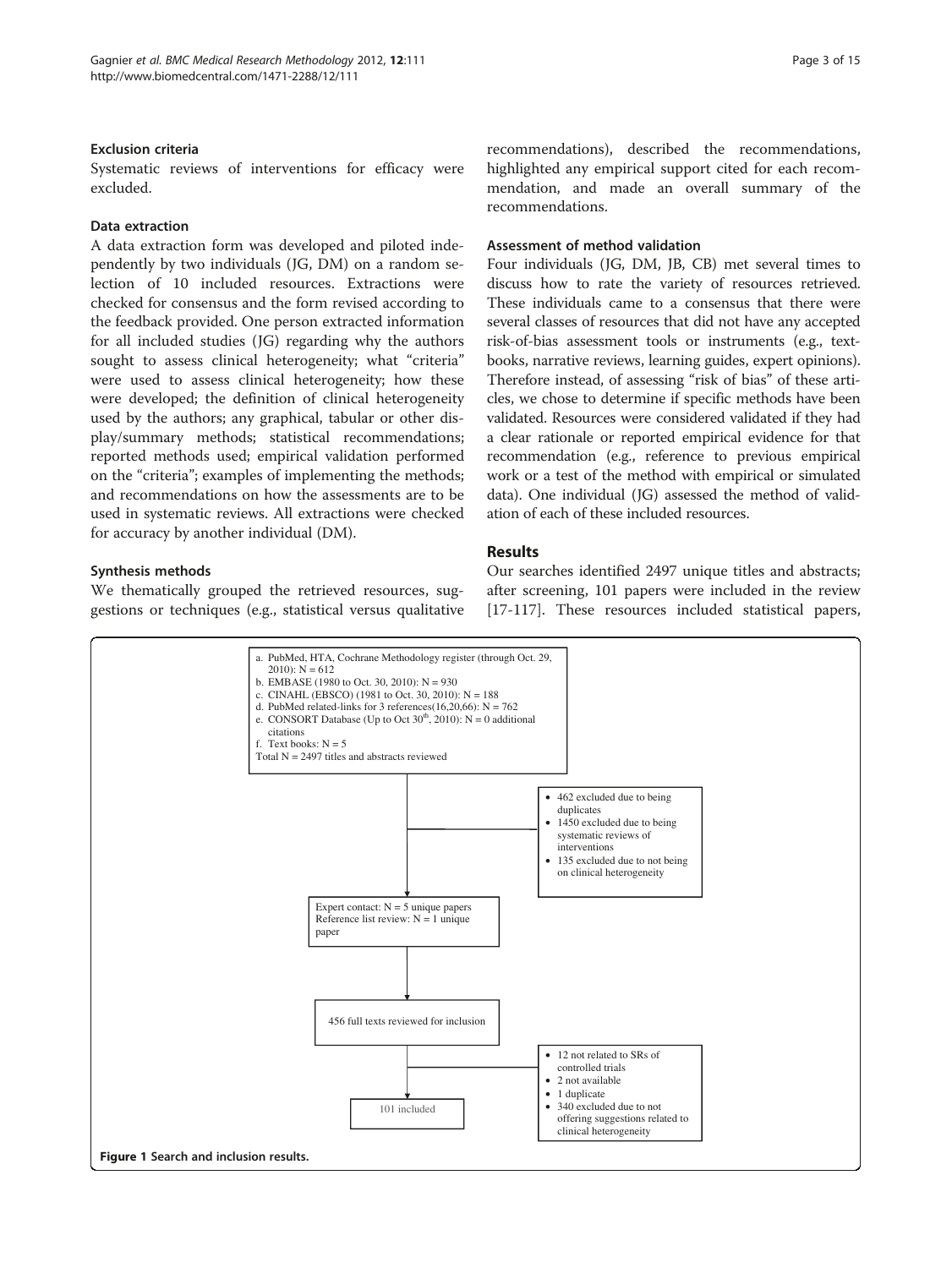### Exclusion criteria

Systematic reviews of interventions for efficacy were excluded.

### Data extraction

A data extraction form was developed and piloted independently by two individuals (JG, DM) on a random selection of 10 included resources. Extractions were checked for consensus and the form revised according to the feedback provided. One person extracted information for all included studies (JG) regarding why the authors sought to assess clinical heterogeneity; what "criteria" were used to assess clinical heterogeneity; how these were developed; the definition of clinical heterogeneity used by the authors; any graphical, tabular or other display/summary methods; statistical recommendations; reported methods used; empirical validation performed on the "criteria"; examples of implementing the methods; and recommendations on how the assessments are to be used in systematic reviews. All extractions were checked for accuracy by another individual (DM).

### Synthesis methods

We thematically grouped the retrieved resources, suggestions or techniques (e.g., statistical versus qualitative recommendations), described the recommendations, highlighted any empirical support cited for each recommendation, and made an overall summary of the recommendations.

### Assessment of method validation

Four individuals (JG, DM, JB, CB) met several times to discuss how to rate the variety of resources retrieved. These individuals came to a consensus that there were several classes of resources that did not have any accepted risk-of-bias assessment tools or instruments (e.g., textbooks, narrative reviews, learning guides, expert opinions). Therefore instead, of assessing "risk of bias" of these articles, we chose to determine if specific methods have been validated. Resources were considered validated if they had a clear rationale or reported empirical evidence for that recommendation (e.g., reference to previous empirical work or a test of the method with empirical or simulated data). One individual (JG) assessed the method of validation of each of these included resources.

## Results

Our searches identified 2497 unique titles and abstracts; after screening, 101 papers were included in the review [17-117]. These resources included statistical papers,

a. PubMed, HTA, Cochrane Methodology register (through Oct. 29, 2010): N = 612
b. EMBASE (1980 to Oct. 30, 2010): N = 930
c. CINAHL (EBSCO) (1981 to Oct. 30, 2010): N = 188
d. PubMed related-links for 3 references(16,20,66): N = 762
e. CONSORT Database (Up to Oct 30th, 2010): N = 0 additional citations
f. Text books: N = 5
Total N = 2497 titles and abstracts reviewed

- 462 excluded due to being duplicates
- 1450 excluded due to being systematic reviews of interventions
- 135 excluded due to not being on clinical heterogeneity

Expert contact: N = 5 unique papers
Reference list review: N = 1 unique paper

456 full texts reviewed for inclusion

- 12 not related to SRs of controlled trials
- 2 not available
- 1 duplicate
- 340 excluded due to not offering suggestions related to clinical heterogeneity

101 included

**Figure 1** Search and inclusion results.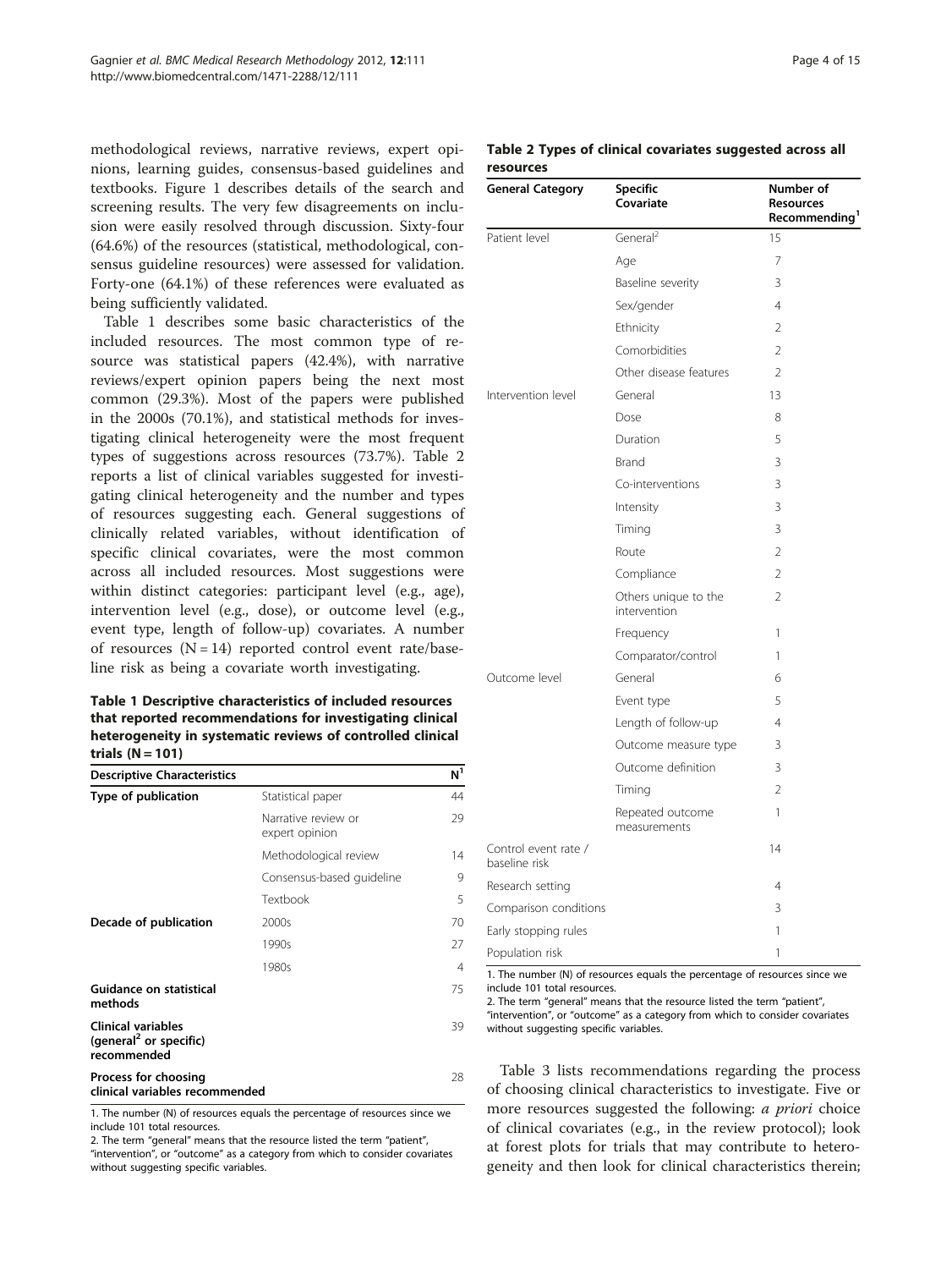methodological reviews, narrative reviews, expert opinions, learning guides, consensus-based guidelines and textbooks. Figure 1 describes details of the search and screening results. The very few disagreements on inclusion were easily resolved through discussion. Sixty-four (64.6%) of the resources (statistical, methodological, consensus guideline resources) were assessed for validation. Forty-one (64.1%) of these references were evaluated as being sufficiently validated.

Table 1 describes some basic characteristics of the included resources. The most common type of resource was statistical papers (42.4%), with narrative reviews/expert opinion papers being the next most common (29.3%). Most of the papers were published in the 2000s (70.1%), and statistical methods for investigating clinical heterogeneity were the most frequent types of suggestions across resources (73.7%). Table 2 reports a list of clinical variables suggested for investigating clinical heterogeneity and the number and types of resources suggesting each. General suggestions of clinically related variables, without identification of specific clinical covariates, were the most common across all included resources. Most suggestions were within distinct categories: participant level (e.g., age), intervention level (e.g., dose), or outcome level (e.g., event type, length of follow-up) covariates. A number of resources (N = 14) reported control event rate/baseline risk as being a covariate worth investigating.

**Table 1 Descriptive characteristics of included resources that reported recommendations for investigating clinical heterogeneity in systematic reviews of controlled clinical trials (N = 101)**

| Descriptive Characteristics | | N[1] |
|---|---|---|
| **Type of publication** | Statistical paper | 44 |
| | Narrative review or expert opinion | 29 |
| | Methodological review | 14 |
| | Consensus-based guideline | 9 |
| | Textbook | 5 |
| **Decade of publication** | 2000s | 70 |
| | 1990s | 27 |
| | 1980s | 4 |
| **Guidance on statistical methods** | | 75 |
| **Clinical variables (general[2] or specific) recommended** | | 39 |
| **Process for choosing clinical variables recommended** | | 28 |

1. The number (N) of resources equals the percentage of resources since we include 101 total resources.
2. The term "general" means that the resource listed the term "patient", "intervention", or "outcome" as a category from which to consider covariates without suggesting specific variables.

**Table 2 Types of clinical covariates suggested across all resources**

| General Category | Specific Covariate | Number of Resources Recommending[1] |
|---|---|---|
| Patient level | General[2] | 15 |
| | Age | 7 |
| | Baseline severity | 3 |
| | Sex/gender | 4 |
| | Ethnicity | 2 |
| | Comorbidities | 2 |
| | Other disease features | 2 |
| Intervention level | General | 13 |
| | Dose | 8 |
| | Duration | 5 |
| | Brand | 3 |
| | Co-interventions | 3 |
| | Intensity | 3 |
| | Timing | 3 |
| | Route | 2 |
| | Compliance | 2 |
| | Others unique to the intervention | 2 |
| | Frequency | 1 |
| | Comparator/control | 1 |
| Outcome level | General | 6 |
| | Event type | 5 |
| | Length of follow-up | 4 |
| | Outcome measure type | 3 |
| | Outcome definition | 3 |
| | Timing | 2 |
| | Repeated outcome measurements | 1 |
| Control event rate / baseline risk | | 14 |
| Research setting | | 4 |
| Comparison conditions | | 3 |
| Early stopping rules | | 1 |
| Population risk | | 1 |

1. The number (N) of resources equals the percentage of resources since we include 101 total resources.
2. The term "general" means that the resource listed the term "patient", "intervention", or "outcome" as a category from which to consider covariates without suggesting specific variables.

Table 3 lists recommendations regarding the process of choosing clinical characteristics to investigate. Five or more resources suggested the following: *a priori* choice of clinical covariates (e.g., in the review protocol); look at forest plots for trials that may contribute to heterogeneity and then look for clinical characteristics therein;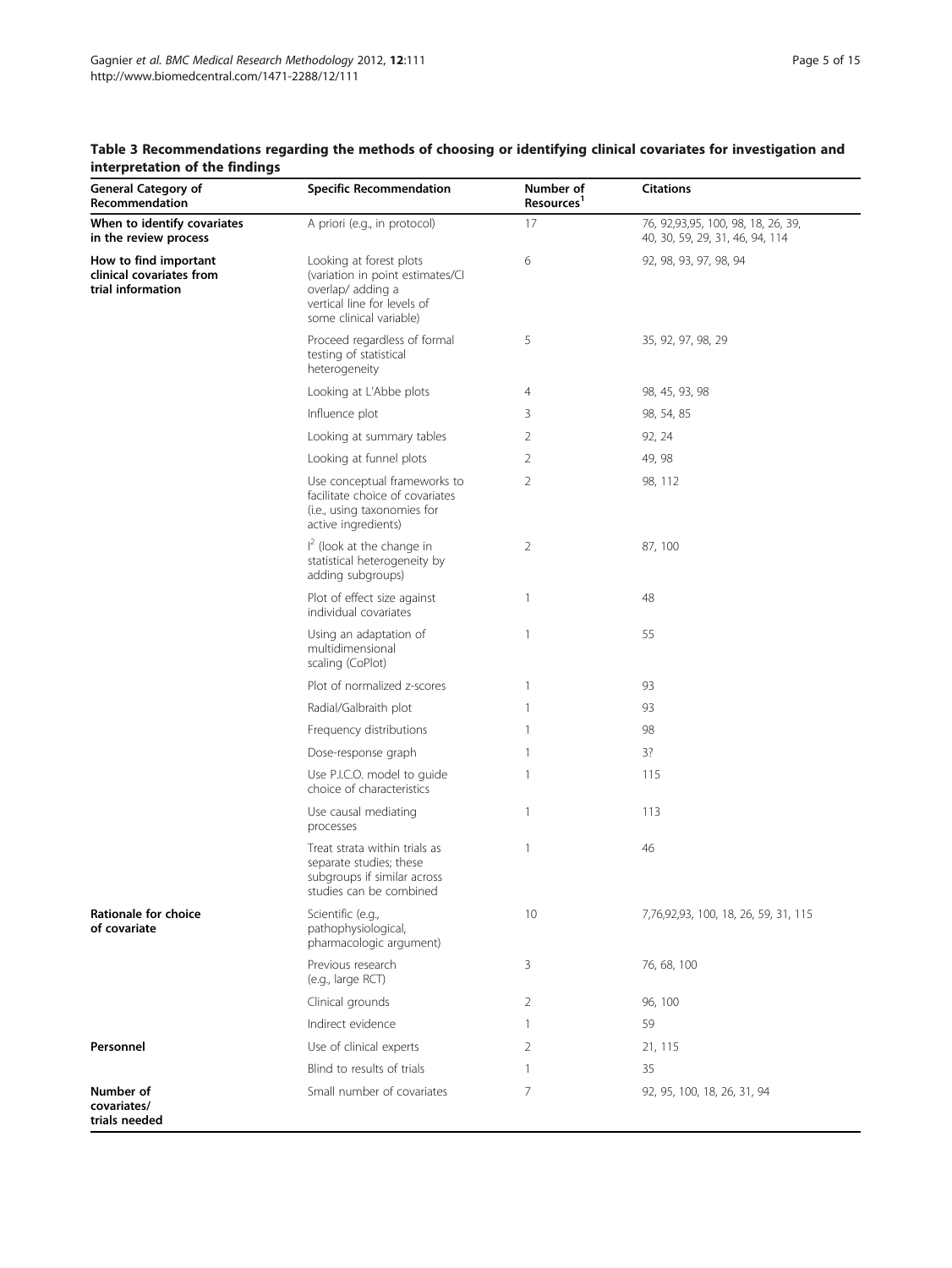**Table 3 Recommendations regarding the methods of choosing or identifying clinical covariates for investigation and interpretation of the findings**

| General Category of Recommendation | Specific Recommendation | Number of Resources[1] | Citations |
|---|---|---|---|
| **When to identify covariates in the review process** | A priori (e.g., in protocol) | 17 | 76, 92,93,95, 100, 98, 18, 26, 39, 40, 30, 59, 29, 31, 46, 94, 114 |
| **How to find important clinical covariates from trial information** | Looking at forest plots (variation in point estimates/CI overlap/ adding a vertical line for levels of some clinical variable) | 6 | 92, 98, 93, 97, 98, 94 |
| | Proceed regardless of formal testing of statistical heterogeneity | 5 | 35, 92, 97, 98, 29 |
| | Looking at L'Abbe plots | 4 | 98, 45, 93, 98 |
| | Influence plot | 3 | 98, 54, 85 |
| | Looking at summary tables | 2 | 92, 24 |
| | Looking at funnel plots | 2 | 49, 98 |
| | Use conceptual frameworks to facilitate choice of covariates (i.e., using taxonomies for active ingredients) | 2 | 98, 112 |
| | $I^2$ (look at the change in statistical heterogeneity by adding subgroups) | 2 | 87, 100 |
| | Plot of effect size against individual covariates | 1 | 48 |
| | Using an adaptation of multidimensional scaling (CoPlot) | 1 | 55 |
| | Plot of normalized z-scores | 1 | 93 |
| | Radial/Galbraith plot | 1 | 93 |
| | Frequency distributions | 1 | 98 |
| | Dose-response graph | 1 | 3? |
| | Use P.I.C.O. model to guide choice of characteristics | 1 | 115 |
| | Use causal mediating processes | 1 | 113 |
| | Treat strata within trials as separate studies; these subgroups if similar across studies can be combined | 1 | 46 |
| **Rationale for choice of covariate** | Scientific (e.g., pathophysiological, pharmacologic argument) | 10 | 7,76,92,93, 100, 18, 26, 59, 31, 115 |
| | Previous research (e.g., large RCT) | 3 | 76, 68, 100 |
| | Clinical grounds | 2 | 96, 100 |
| | Indirect evidence | 1 | 59 |
| **Personnel** | Use of clinical experts | 2 | 21, 115 |
| | Blind to results of trials | 1 | 35 |
| **Number of covariates/ trials needed** | Small number of covariates | 7 | 92, 95, 100, 18, 26, 31, 94 |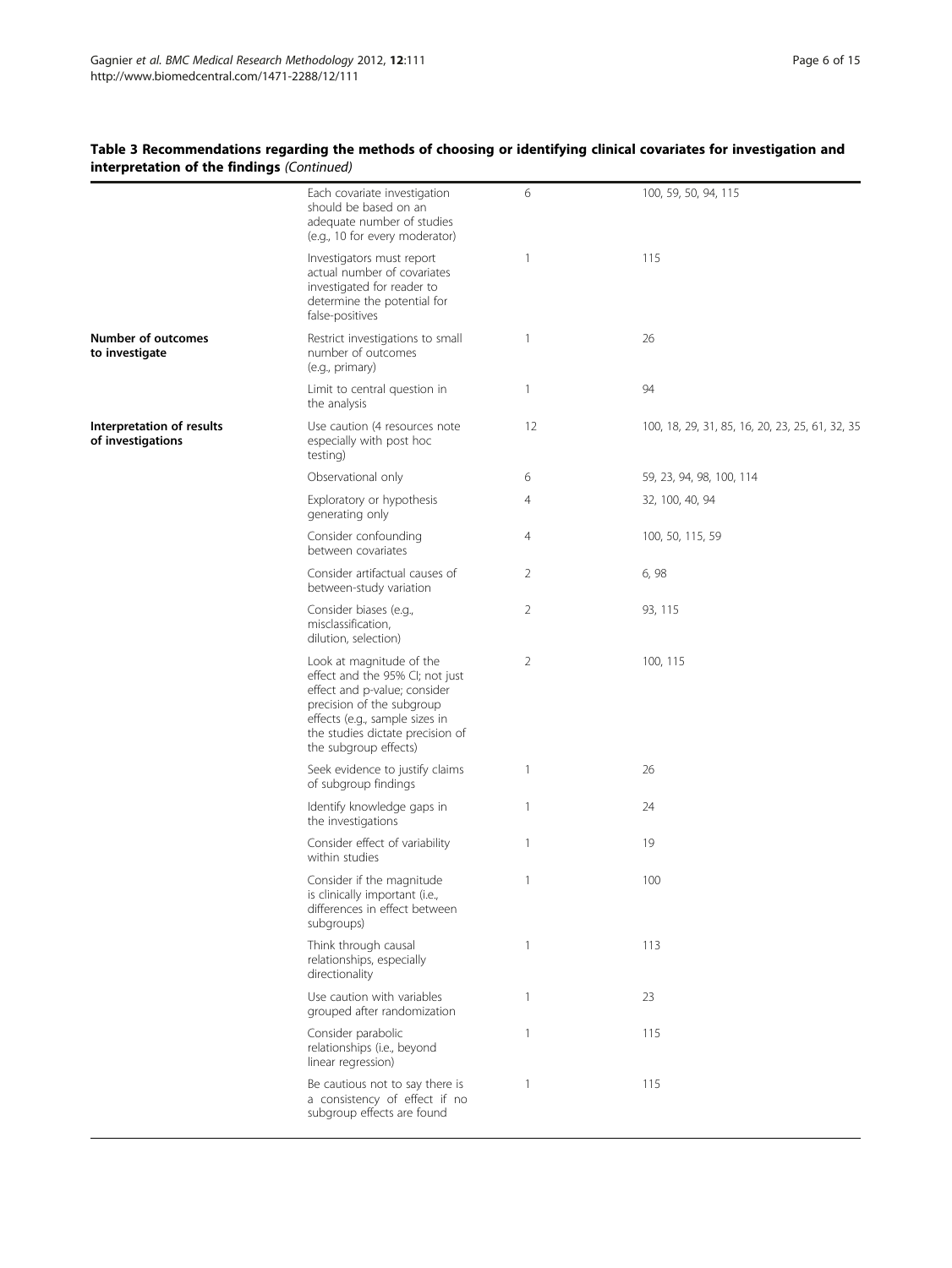**Table 3 Recommendations regarding the methods of choosing or identifying clinical covariates for investigation and interpretation of the findings** *(Continued)*

| | | | |
|---|---|---|---|
| | Each covariate investigation should be based on an adequate number of studies (e.g., 10 for every moderator) | 6 | 100, 59, 50, 94, 115 |
| | Investigators must report actual number of covariates investigated for reader to determine the potential for false-positives | 1 | 115 |
| **Number of outcomes to investigate** | Restrict investigations to small number of outcomes (e.g., primary) | 1 | 26 |
| | Limit to central question in the analysis | 1 | 94 |
| **Interpretation of results of investigations** | Use caution (4 resources note especially with post hoc testing) | 12 | 100, 18, 29, 31, 85, 16, 20, 23, 25, 61, 32, 35 |
| | Observational only | 6 | 59, 23, 94, 98, 100, 114 |
| | Exploratory or hypothesis generating only | 4 | 32, 100, 40, 94 |
| | Consider confounding between covariates | 4 | 100, 50, 115, 59 |
| | Consider artifactual causes of between-study variation | 2 | 6, 98 |
| | Consider biases (e.g., misclassification, dilution, selection) | 2 | 93, 115 |
| | Look at magnitude of the effect and the 95% CI; not just effect and p-value; consider precision of the subgroup effects (e.g., sample sizes in the studies dictate precision of the subgroup effects) | 2 | 100, 115 |
| | Seek evidence to justify claims of subgroup findings | 1 | 26 |
| | Identify knowledge gaps in the investigations | 1 | 24 |
| | Consider effect of variability within studies | 1 | 19 |
| | Consider if the magnitude is clinically important (i.e., differences in effect between subgroups) | 1 | 100 |
| | Think through causal relationships, especially directionality | 1 | 113 |
| | Use caution with variables grouped after randomization | 1 | 23 |
| | Consider parabolic relationships (i.e., beyond linear regression) | 1 | 115 |
| | Be cautious not to say there is a consistency of effect if no subgroup effects are found | 1 | 115 |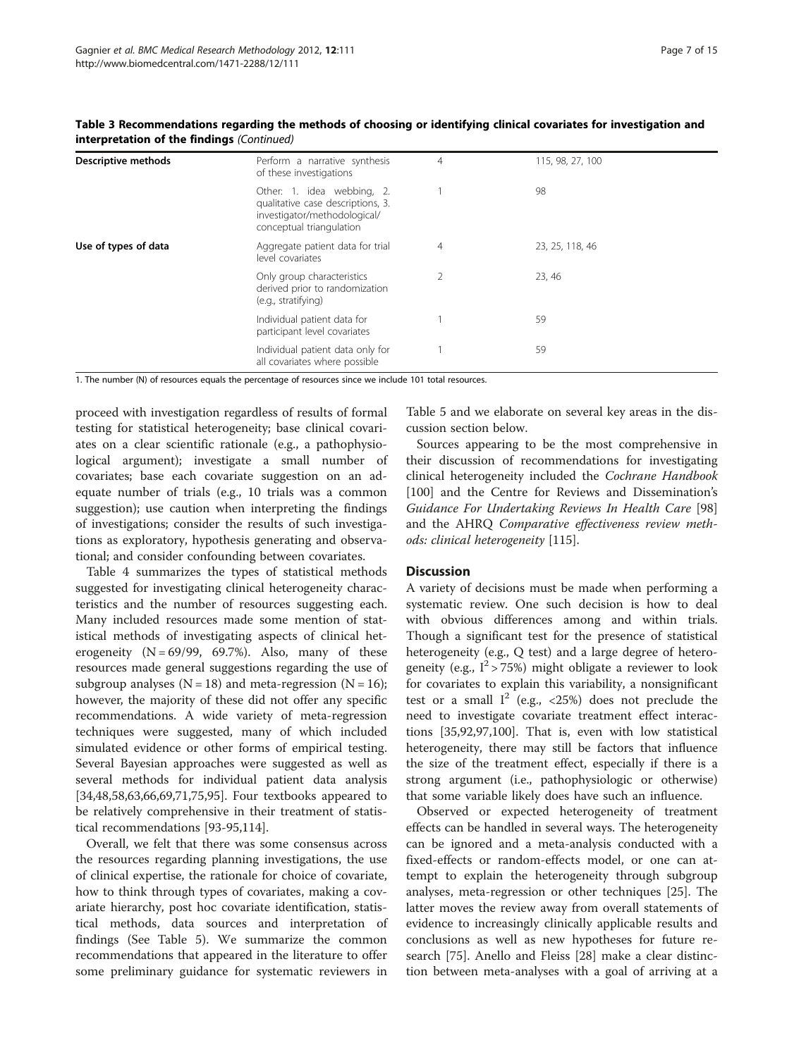**Table 3 Recommendations regarding the methods of choosing or identifying clinical covariates for investigation and interpretation of the findings** *(Continued)*

| | | | |
|---|---|---|---|
| **Descriptive methods** | Perform a narrative synthesis of these investigations | 4 | 115, 98, 27, 100 |
| | Other: 1. idea webbing, 2. qualitative case descriptions, 3. investigator/methodological/conceptual triangulation | 1 | 98 |
| **Use of types of data** | Aggregate patient data for trial level covariates | 4 | 23, 25, 118, 46 |
| | Only group characteristics derived prior to randomization (e.g., stratifying) | 2 | 23, 46 |
| | Individual patient data for participant level covariates | 1 | 59 |
| | Individual patient data only for all covariates where possible | 1 | 59 |

1. The number (N) of resources equals the percentage of resources since we include 101 total resources.

proceed with investigation regardless of results of formal testing for statistical heterogeneity; base clinical covariates on a clear scientific rationale (e.g., a pathophysiological argument); investigate a small number of covariates; base each covariate suggestion on an adequate number of trials (e.g., 10 trials was a common suggestion); use caution when interpreting the findings of investigations; consider the results of such investigations as exploratory, hypothesis generating and observational; and consider confounding between covariates.

Table 4 summarizes the types of statistical methods suggested for investigating clinical heterogeneity characteristics and the number of resources suggesting each. Many included resources made some mention of statistical methods of investigating aspects of clinical heterogeneity (N = 69/99, 69.7%). Also, many of these resources made general suggestions regarding the use of subgroup analyses (N = 18) and meta-regression (N = 16); however, the majority of these did not offer any specific recommendations. A wide variety of meta-regression techniques were suggested, many of which included simulated evidence or other forms of empirical testing. Several Bayesian approaches were suggested as well as several methods for individual patient data analysis [34,48,58,63,66,69,71,75,95]. Four textbooks appeared to be relatively comprehensive in their treatment of statistical recommendations [93-95,114].

Overall, we felt that there was some consensus across the resources regarding planning investigations, the use of clinical expertise, the rationale for choice of covariate, how to think through types of covariates, making a covariate hierarchy, post hoc covariate identification, statistical methods, data sources and interpretation of findings (See Table 5). We summarize the common recommendations that appeared in the literature to offer some preliminary guidance for systematic reviewers in Table 5 and we elaborate on several key areas in the discussion section below.

Sources appearing to be the most comprehensive in their discussion of recommendations for investigating clinical heterogeneity included the *Cochrane Handbook* [100] and the Centre for Reviews and Dissemination's *Guidance For Undertaking Reviews In Health Care* [98] and the AHRQ *Comparative effectiveness review methods: clinical heterogeneity* [115].

## Discussion

A variety of decisions must be made when performing a systematic review. One such decision is how to deal with obvious differences among and within trials. Though a significant test for the presence of statistical heterogeneity (e.g., Q test) and a large degree of heterogeneity (e.g., $I^2 > 75\%$) might obligate a reviewer to look for covariates to explain this variability, a nonsignificant test or a small $I^2$ (e.g., <25%) does not preclude the need to investigate covariate treatment effect interactions [35,92,97,100]. That is, even with low statistical heterogeneity, there may still be factors that influence the size of the treatment effect, especially if there is a strong argument (i.e., pathophysiologic or otherwise) that some variable likely does have such an influence.

Observed or expected heterogeneity of treatment effects can be handled in several ways. The heterogeneity can be ignored and a meta-analysis conducted with a fixed-effects or random-effects model, or one can attempt to explain the heterogeneity through subgroup analyses, meta-regression or other techniques [25]. The latter moves the review away from overall statements of evidence to increasingly clinically applicable results and conclusions as well as new hypotheses for future research [75]. Anello and Fleiss [28] make a clear distinction between meta-analyses with a goal of arriving at a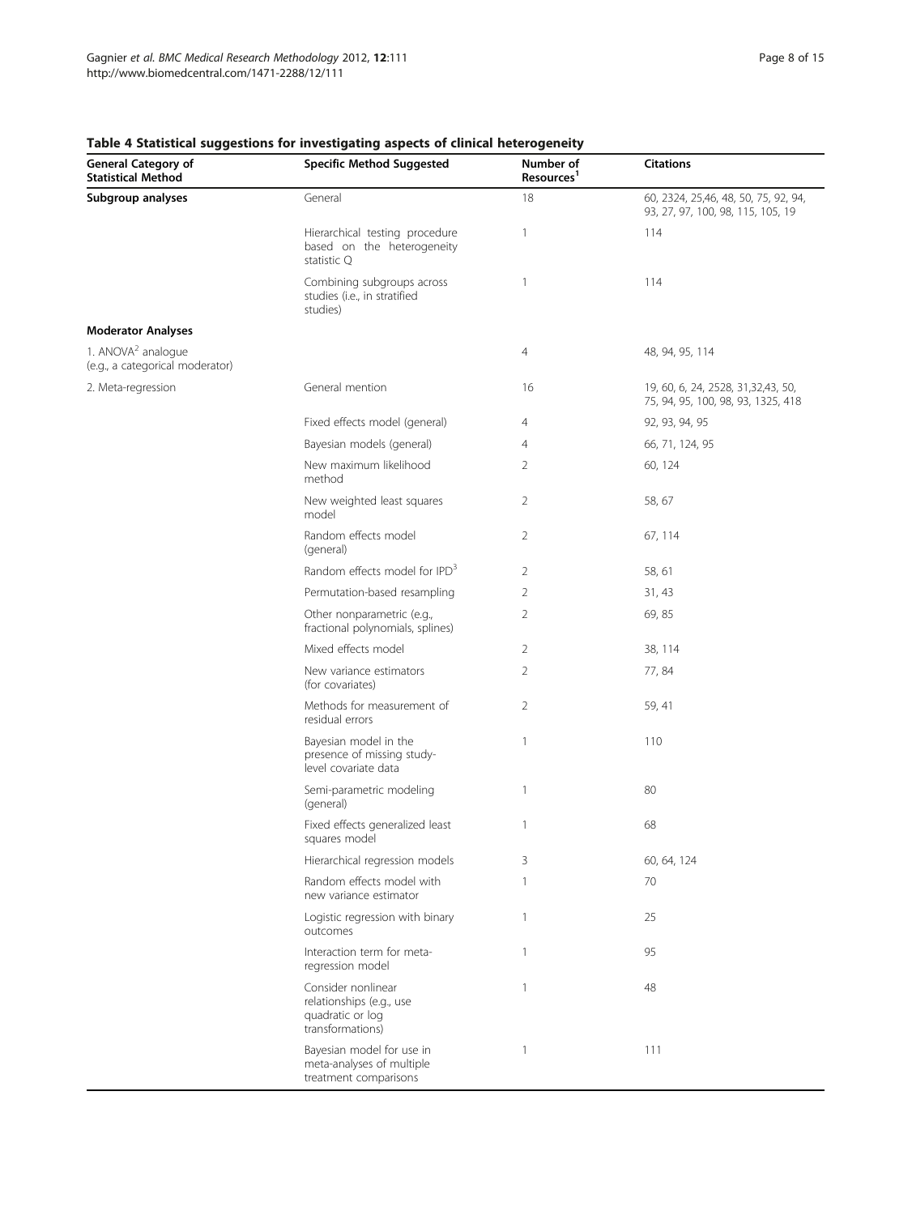**Table 4 Statistical suggestions for investigating aspects of clinical heterogeneity**

| General Category of Statistical Method | Specific Method Suggested | Number of Resources[1] | Citations |
|---|---|---|---|
| **Subgroup analyses** | General | 18 | 60, 2324, 25,46, 48, 50, 75, 92, 94, 93, 27, 97, 100, 98, 115, 105, 19 |
| | Hierarchical testing procedure based on the heterogeneity statistic Q | 1 | 114 |
| | Combining subgroups across studies (i.e., in stratified studies) | 1 | 114 |
| **Moderator Analyses** | | | |
| 1. ANOVA[2] analogue (e.g., a categorical moderator) | | 4 | 48, 94, 95, 114 |
| 2. Meta-regression | General mention | 16 | 19, 60, 6, 24, 2528, 31,32,43, 50, 75, 94, 95, 100, 98, 93, 1325, 418 |
| | Fixed effects model (general) | 4 | 92, 93, 94, 95 |
| | Bayesian models (general) | 4 | 66, 71, 124, 95 |
| | New maximum likelihood method | 2 | 60, 124 |
| | New weighted least squares model | 2 | 58, 67 |
| | Random effects model (general) | 2 | 67, 114 |
| | Random effects model for IPD[3] | 2 | 58, 61 |
| | Permutation-based resampling | 2 | 31, 43 |
| | Other nonparametric (e.g., fractional polynomials, splines) | 2 | 69, 85 |
| | Mixed effects model | 2 | 38, 114 |
| | New variance estimators (for covariates) | 2 | 77, 84 |
| | Methods for measurement of residual errors | 2 | 59, 41 |
| | Bayesian model in the presence of missing study-level covariate data | 1 | 110 |
| | Semi-parametric modeling (general) | 1 | 80 |
| | Fixed effects generalized least squares model | 1 | 68 |
| | Hierarchical regression models | 3 | 60, 64, 124 |
| | Random effects model with new variance estimator | 1 | 70 |
| | Logistic regression with binary outcomes | 1 | 25 |
| | Interaction term for meta-regression model | 1 | 95 |
| | Consider nonlinear relationships (e.g., use quadratic or log transformations) | 1 | 48 |
| | Bayesian model for use in meta-analyses of multiple treatment comparisons | 1 | 111 |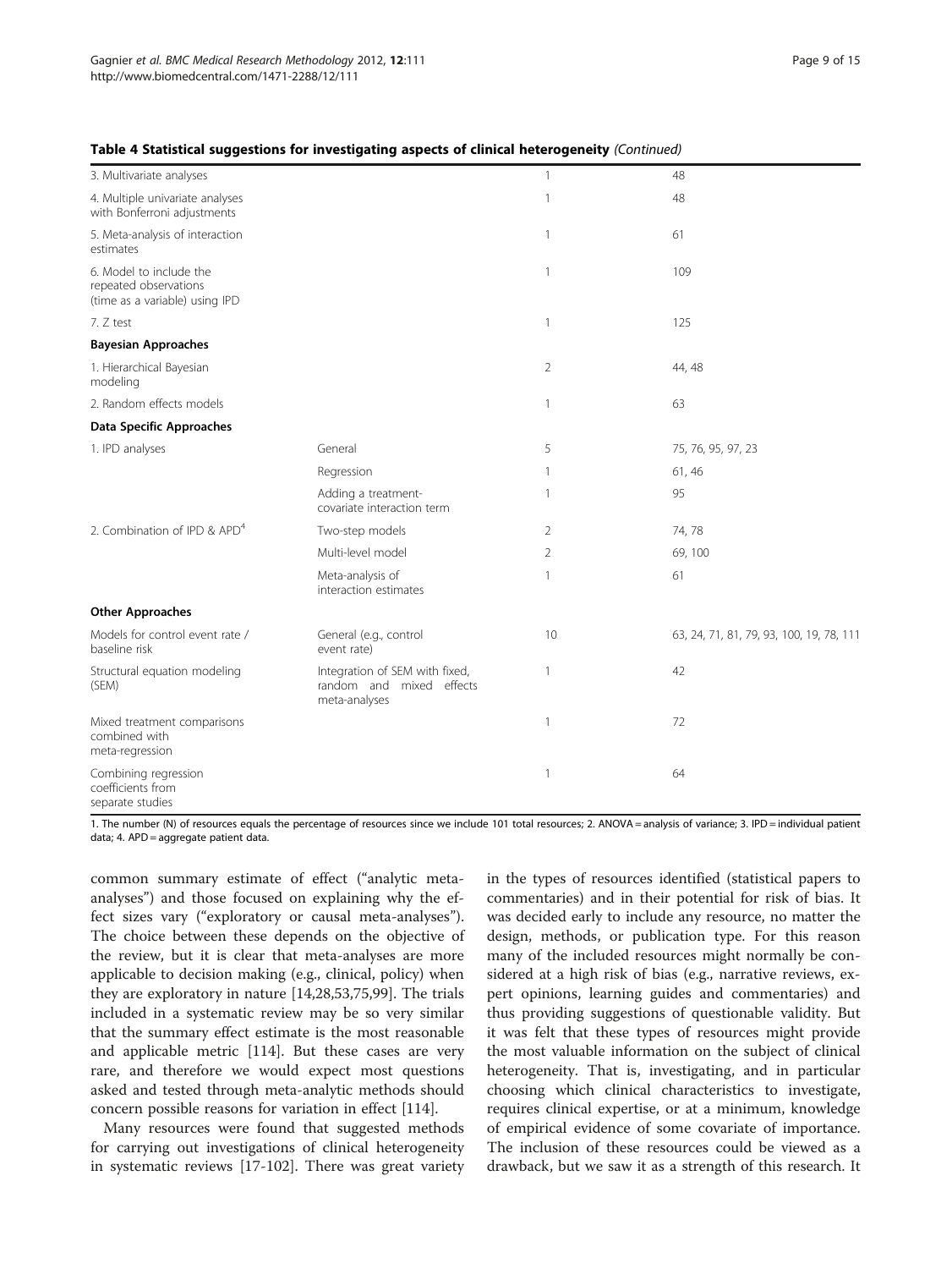**Table 4 Statistical suggestions for investigating aspects of clinical heterogeneity** *(Continued)*

| | | | |
|---|---|---|---|
| 3. Multivariate analyses | | 1 | 48 |
| 4. Multiple univariate analyses with Bonferroni adjustments | | 1 | 48 |
| 5. Meta-analysis of interaction estimates | | 1 | 61 |
| 6. Model to include the repeated observations (time as a variable) using IPD | | 1 | 109 |
| 7. Z test | | 1 | 125 |
| **Bayesian Approaches** | | | |
| 1. Hierarchical Bayesian modeling | | 2 | 44, 48 |
| 2. Random effects models | | 1 | 63 |
| **Data Specific Approaches** | | | |
| 1. IPD analyses | General | 5 | 75, 76, 95, 97, 23 |
| | Regression | 1 | 61, 46 |
| | Adding a treatment-covariate interaction term | 1 | 95 |
| 2. Combination of IPD & APD[4] | Two-step models | 2 | 74, 78 |
| | Multi-level model | 2 | 69, 100 |
| | Meta-analysis of interaction estimates | 1 | 61 |
| **Other Approaches** | | | |
| Models for control event rate / baseline risk | General (e.g., control event rate) | 10 | 63, 24, 71, 81, 79, 93, 100, 19, 78, 111 |
| Structural equation modeling (SEM) | Integration of SEM with fixed, random and mixed effects meta-analyses | 1 | 42 |
| Mixed treatment comparisons combined with meta-regression | | 1 | 72 |
| Combining regression coefficients from separate studies | | 1 | 64 |

1. The number (N) of resources equals the percentage of resources since we include 101 total resources; 2. ANOVA = analysis of variance; 3. IPD = individual patient data; 4. APD = aggregate patient data.

common summary estimate of effect ("analytic meta-analyses") and those focused on explaining why the effect sizes vary ("exploratory or causal meta-analyses"). The choice between these depends on the objective of the review, but it is clear that meta-analyses are more applicable to decision making (e.g., clinical, policy) when they are exploratory in nature [14,28,53,75,99]. The trials included in a systematic review may be so very similar that the summary effect estimate is the most reasonable and applicable metric [114]. But these cases are very rare, and therefore we would expect most questions asked and tested through meta-analytic methods should concern possible reasons for variation in effect [114].

Many resources were found that suggested methods for carrying out investigations of clinical heterogeneity in systematic reviews [17-102]. There was great variety in the types of resources identified (statistical papers to commentaries) and in their potential for risk of bias. It was decided early to include any resource, no matter the design, methods, or publication type. For this reason many of the included resources might normally be considered at a high risk of bias (e.g., narrative reviews, expert opinions, learning guides and commentaries) and thus providing suggestions of questionable validity. But it was felt that these types of resources might provide the most valuable information on the subject of clinical heterogeneity. That is, investigating, and in particular choosing which clinical characteristics to investigate, requires clinical expertise, or at a minimum, knowledge of empirical evidence of some covariate of importance. The inclusion of these resources could be viewed as a drawback, but we saw it as a strength of this research. It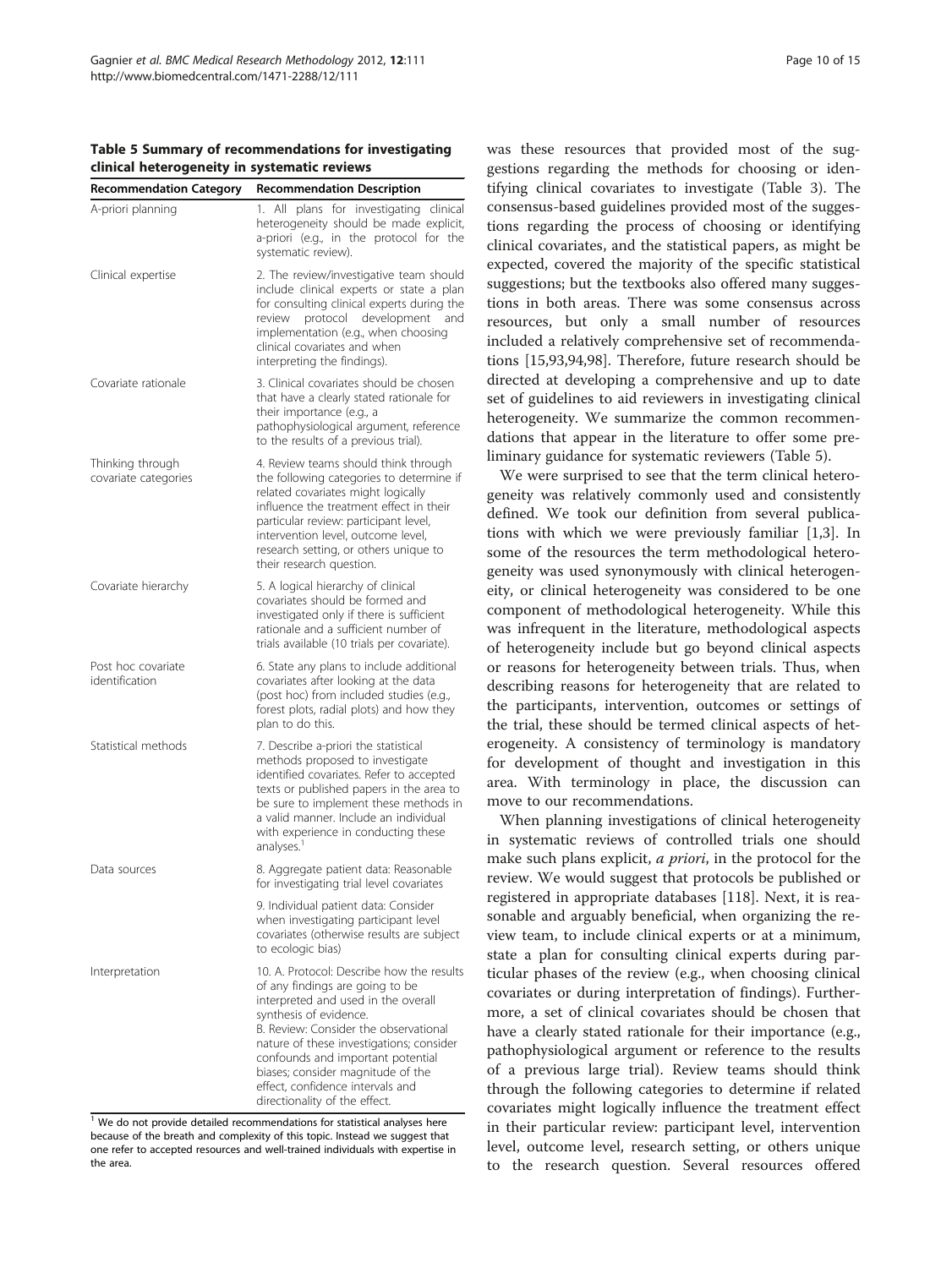**Table 5 Summary of recommendations for investigating clinical heterogeneity in systematic reviews**

| Recommendation Category | Recommendation Description |
|---|---|
| A-priori planning | 1. All plans for investigating clinical heterogeneity should be made explicit, a-priori (e.g., in the protocol for the systematic review). |
| Clinical expertise | 2. The review/investigative team should include clinical experts or state a plan for consulting clinical experts during the review protocol development and implementation (e.g., when choosing clinical covariates and when interpreting the findings). |
| Covariate rationale | 3. Clinical covariates should be chosen that have a clearly stated rationale for their importance (e.g., a pathophysiological argument, reference to the results of a previous trial). |
| Thinking through covariate categories | 4. Review teams should think through the following categories to determine if related covariates might logically influence the treatment effect in their particular review: participant level, intervention level, outcome level, research setting, or others unique to their research question. |
| Covariate hierarchy | 5. A logical hierarchy of clinical covariates should be formed and investigated only if there is sufficient rationale and a sufficient number of trials available (10 trials per covariate). |
| Post hoc covariate identification | 6. State any plans to include additional covariates after looking at the data (post hoc) from included studies (e.g., forest plots, radial plots) and how they plan to do this. |
| Statistical methods | 7. Describe a-priori the statistical methods proposed to investigate identified covariates. Refer to accepted texts or published papers in the area to be sure to implement these methods in a valid manner. Include an individual with experience in conducting these analyses.[1] |
| Data sources | 8. Aggregate patient data: Reasonable for investigating trial level covariates |
| | 9. Individual patient data: Consider when investigating participant level covariates (otherwise results are subject to ecologic bias) |
| Interpretation | 10. A. Protocol: Describe how the results of any findings are going to be interpreted and used in the overall synthesis of evidence. B. Review: Consider the observational nature of these investigations; consider confounds and important potential biases; consider magnitude of the effect, confidence intervals and directionality of the effect. |

[1] We do not provide detailed recommendations for statistical analyses here because of the breath and complexity of this topic. Instead we suggest that one refer to accepted resources and well-trained individuals with expertise in the area.

was these resources that provided most of the suggestions regarding the methods for choosing or identifying clinical covariates to investigate (Table 3). The consensus-based guidelines provided most of the suggestions regarding the process of choosing or identifying clinical covariates, and the statistical papers, as might be expected, covered the majority of the specific statistical suggestions; but the textbooks also offered many suggestions in both areas. There was some consensus across resources, but only a small number of resources included a relatively comprehensive set of recommendations [15,93,94,98]. Therefore, future research should be directed at developing a comprehensive and up to date set of guidelines to aid reviewers in investigating clinical heterogeneity. We summarize the common recommendations that appear in the literature to offer some preliminary guidance for systematic reviewers (Table 5).

We were surprised to see that the term clinical heterogeneity was relatively commonly used and consistently defined. We took our definition from several publications with which we were previously familiar [1,3]. In some of the resources the term methodological heterogeneity was used synonymously with clinical heterogeneity, or clinical heterogeneity was considered to be one component of methodological heterogeneity. While this was infrequent in the literature, methodological aspects of heterogeneity include but go beyond clinical aspects or reasons for heterogeneity between trials. Thus, when describing reasons for heterogeneity that are related to the participants, intervention, outcomes or settings of the trial, these should be termed clinical aspects of heterogeneity. A consistency of terminology is mandatory for development of thought and investigation in this area. With terminology in place, the discussion can move to our recommendations.

When planning investigations of clinical heterogeneity in systematic reviews of controlled trials one should make such plans explicit, *a priori*, in the protocol for the review. We would suggest that protocols be published or registered in appropriate databases [118]. Next, it is reasonable and arguably beneficial, when organizing the review team, to include clinical experts or at a minimum, state a plan for consulting clinical experts during particular phases of the review (e.g., when choosing clinical covariates or during interpretation of findings). Furthermore, a set of clinical covariates should be chosen that have a clearly stated rationale for their importance (e.g., pathophysiological argument or reference to the results of a previous large trial). Review teams should think through the following categories to determine if related covariates might logically influence the treatment effect in their particular review: participant level, intervention level, outcome level, research setting, or others unique to the research question. Several resources offered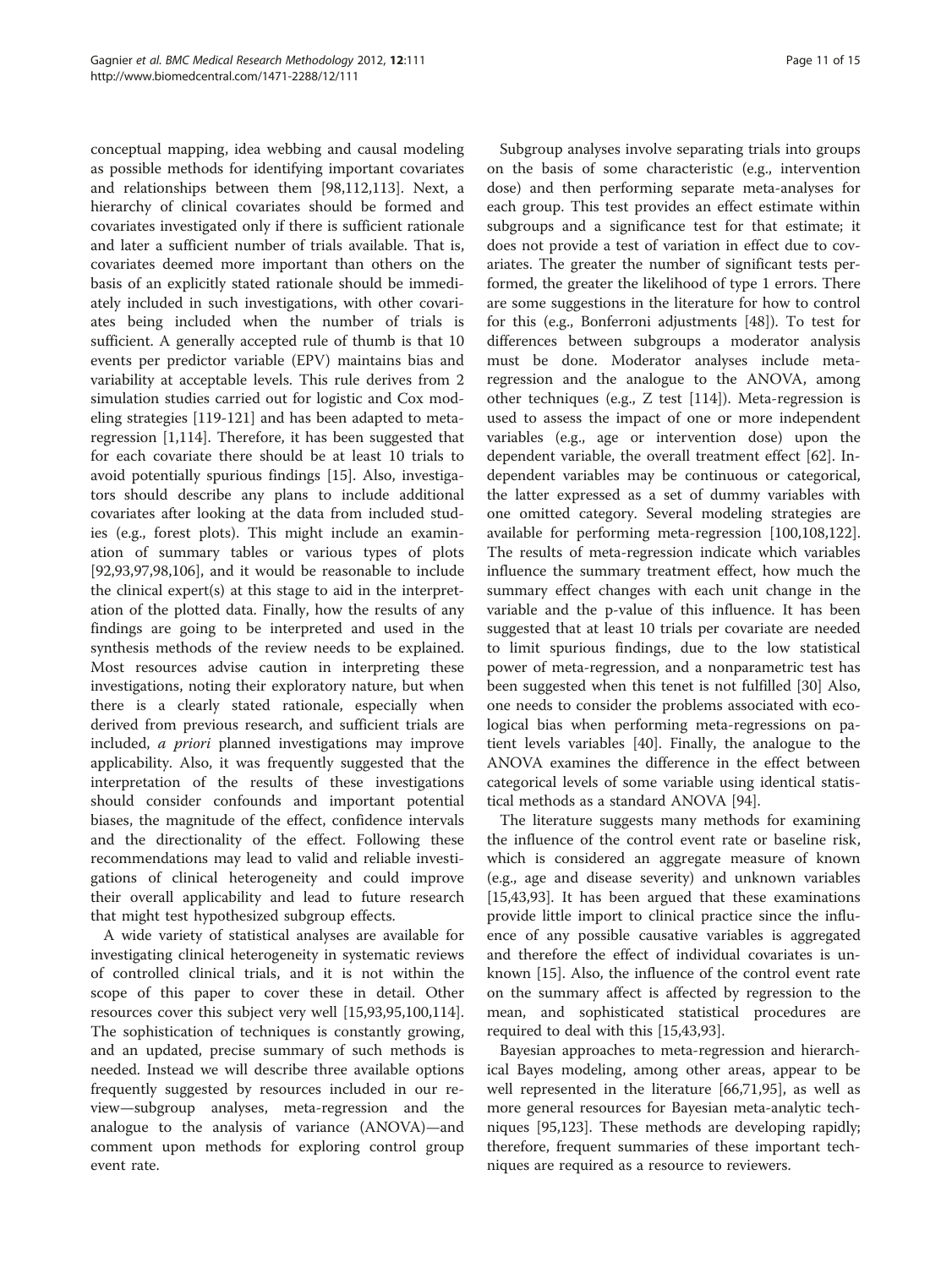conceptual mapping, idea webbing and causal modeling as possible methods for identifying important covariates and relationships between them [98,112,113]. Next, a hierarchy of clinical covariates should be formed and covariates investigated only if there is sufficient rationale and later a sufficient number of trials available. That is, covariates deemed more important than others on the basis of an explicitly stated rationale should be immediately included in such investigations, with other covariates being included when the number of trials is sufficient. A generally accepted rule of thumb is that 10 events per predictor variable (EPV) maintains bias and variability at acceptable levels. This rule derives from 2 simulation studies carried out for logistic and Cox modeling strategies [119-121] and has been adapted to meta-regression [1,114]. Therefore, it has been suggested that for each covariate there should be at least 10 trials to avoid potentially spurious findings [15]. Also, investigators should describe any plans to include additional covariates after looking at the data from included studies (e.g., forest plots). This might include an examination of summary tables or various types of plots [92,93,97,98,106], and it would be reasonable to include the clinical expert(s) at this stage to aid in the interpretation of the plotted data. Finally, how the results of any findings are going to be interpreted and used in the synthesis methods of the review needs to be explained. Most resources advise caution in interpreting these investigations, noting their exploratory nature, but when there is a clearly stated rationale, especially when derived from previous research, and sufficient trials are included, *a priori* planned investigations may improve applicability. Also, it was frequently suggested that the interpretation of the results of these investigations should consider confounds and important potential biases, the magnitude of the effect, confidence intervals and the directionality of the effect. Following these recommendations may lead to valid and reliable investigations of clinical heterogeneity and could improve their overall applicability and lead to future research that might test hypothesized subgroup effects.

A wide variety of statistical analyses are available for investigating clinical heterogeneity in systematic reviews of controlled clinical trials, and it is not within the scope of this paper to cover these in detail. Other resources cover this subject very well [15,93,95,100,114]. The sophistication of techniques is constantly growing, and an updated, precise summary of such methods is needed. Instead we will describe three available options frequently suggested by resources included in our review—subgroup analyses, meta-regression and the analogue to the analysis of variance (ANOVA)—and comment upon methods for exploring control group event rate.

Subgroup analyses involve separating trials into groups on the basis of some characteristic (e.g., intervention dose) and then performing separate meta-analyses for each group. This test provides an effect estimate within subgroups and a significance test for that estimate; it does not provide a test of variation in effect due to covariates. The greater the number of significant tests performed, the greater the likelihood of type 1 errors. There are some suggestions in the literature for how to control for this (e.g., Bonferroni adjustments [48]). To test for differences between subgroups a moderator analysis must be done. Moderator analyses include meta-regression and the analogue to the ANOVA, among other techniques (e.g., Z test [114]). Meta-regression is used to assess the impact of one or more independent variables (e.g., age or intervention dose) upon the dependent variable, the overall treatment effect [62]. Independent variables may be continuous or categorical, the latter expressed as a set of dummy variables with one omitted category. Several modeling strategies are available for performing meta-regression [100,108,122]. The results of meta-regression indicate which variables influence the summary treatment effect, how much the summary effect changes with each unit change in the variable and the p-value of this influence. It has been suggested that at least 10 trials per covariate are needed to limit spurious findings, due to the low statistical power of meta-regression, and a nonparametric test has been suggested when this tenet is not fulfilled [30] Also, one needs to consider the problems associated with ecological bias when performing meta-regressions on patient levels variables [40]. Finally, the analogue to the ANOVA examines the difference in the effect between categorical levels of some variable using identical statistical methods as a standard ANOVA [94].

The literature suggests many methods for examining the influence of the control event rate or baseline risk, which is considered an aggregate measure of known (e.g., age and disease severity) and unknown variables [15,43,93]. It has been argued that these examinations provide little import to clinical practice since the influence of any possible causative variables is aggregated and therefore the effect of individual covariates is unknown [15]. Also, the influence of the control event rate on the summary affect is affected by regression to the mean, and sophisticated statistical procedures are required to deal with this [15,43,93].

Bayesian approaches to meta-regression and hierarchical Bayes modeling, among other areas, appear to be well represented in the literature [66,71,95], as well as more general resources for Bayesian meta-analytic techniques [95,123]. These methods are developing rapidly; therefore, frequent summaries of these important techniques are required as a resource to reviewers.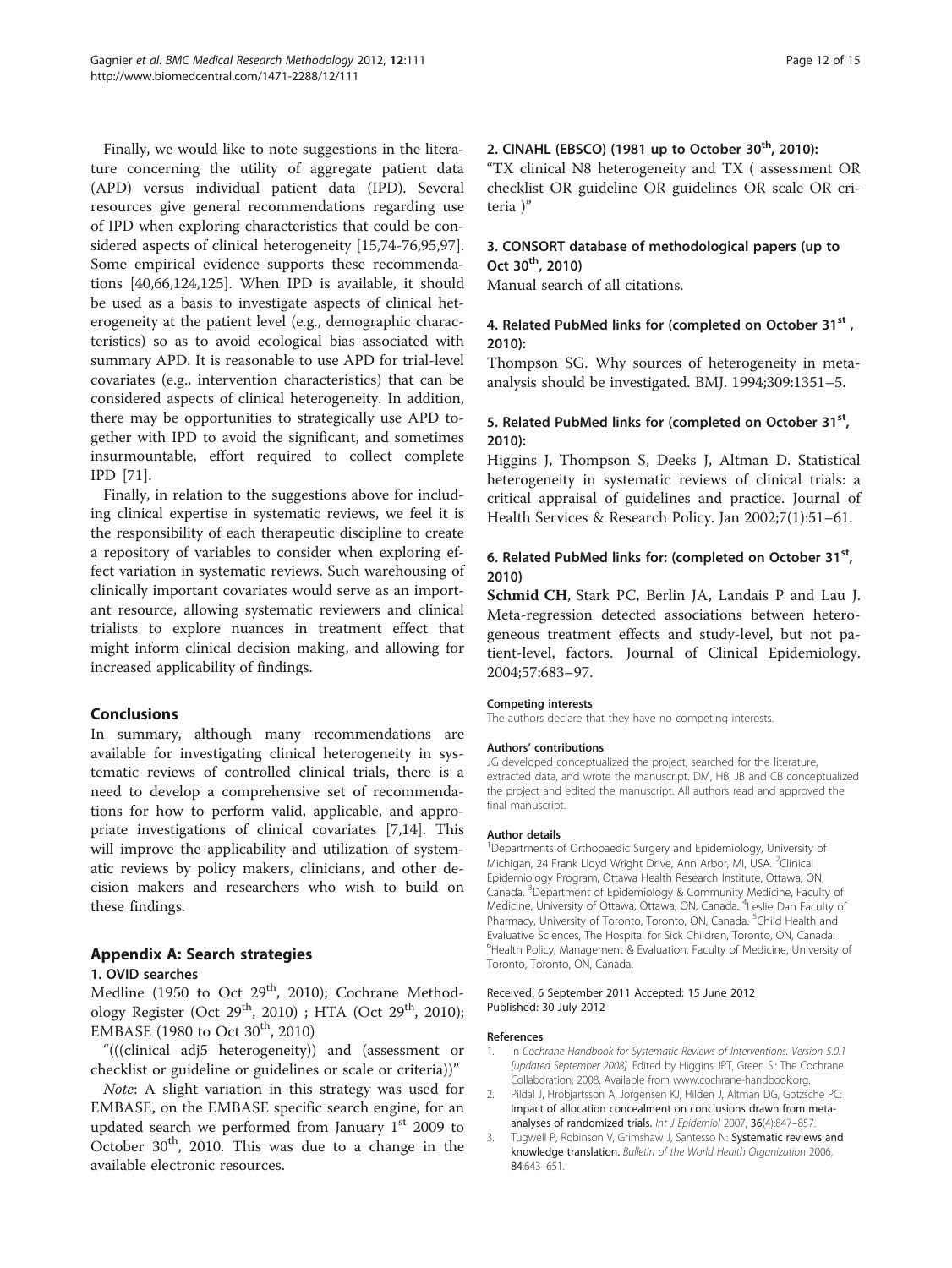Finally, we would like to note suggestions in the literature concerning the utility of aggregate patient data (APD) versus individual patient data (IPD). Several resources give general recommendations regarding use of IPD when exploring characteristics that could be considered aspects of clinical heterogeneity [15,74-76,95,97]. Some empirical evidence supports these recommendations [40,66,124,125]. When IPD is available, it should be used as a basis to investigate aspects of clinical heterogeneity at the patient level (e.g., demographic characteristics) so as to avoid ecological bias associated with summary APD. It is reasonable to use APD for trial-level covariates (e.g., intervention characteristics) that can be considered aspects of clinical heterogeneity. In addition, there may be opportunities to strategically use APD together with IPD to avoid the significant, and sometimes insurmountable, effort required to collect complete IPD [71].

Finally, in relation to the suggestions above for including clinical expertise in systematic reviews, we feel it is the responsibility of each therapeutic discipline to create a repository of variables to consider when exploring effect variation in systematic reviews. Such warehousing of clinically important covariates would serve as an important resource, allowing systematic reviewers and clinical trialists to explore nuances in treatment effect that might inform clinical decision making, and allowing for increased applicability of findings.

## Conclusions

In summary, although many recommendations are available for investigating clinical heterogeneity in systematic reviews of controlled clinical trials, there is a need to develop a comprehensive set of recommendations for how to perform valid, applicable, and appropriate investigations of clinical covariates [7,14]. This will improve the applicability and utilization of systematic reviews by policy makers, clinicians, and other decision makers and researchers who wish to build on these findings.

## Appendix A: Search strategies

### 1. OVID searches

Medline (1950 to Oct 29[th], 2010); Cochrane Methodology Register (Oct 29[th], 2010) ; HTA (Oct 29[th], 2010); EMBASE (1980 to Oct 30[th], 2010)

"(((clinical adj5 heterogeneity)) and (assessment or checklist or guideline or guidelines or scale or criteria))"

*Note*: A slight variation in this strategy was used for EMBASE, on the EMBASE specific search engine, for an updated search we performed from January 1[st] 2009 to October 30[th], 2010. This was due to a change in the available electronic resources.

### 2. CINAHL (EBSCO) (1981 up to October 30[th], 2010):

"TX clinical N8 heterogeneity and TX ( assessment OR checklist OR guideline OR guidelines OR scale OR criteria )"

### 3. CONSORT database of methodological papers (up to Oct 30[th], 2010)

Manual search of all citations.

### 4. Related PubMed links for (completed on October 31[st] , 2010):

Thompson SG. Why sources of heterogeneity in meta-analysis should be investigated. BMJ. 1994;309:1351–5.

### 5. Related PubMed links for (completed on October 31[st], 2010):

Higgins J, Thompson S, Deeks J, Altman D. Statistical heterogeneity in systematic reviews of clinical trials: a critical appraisal of guidelines and practice. Journal of Health Services & Research Policy. Jan 2002;7(1):51–61.

### 6. Related PubMed links for: (completed on October 31[st], 2010)

**Schmid CH**, Stark PC, Berlin JA, Landais P and Lau J. Meta-regression detected associations between heterogeneous treatment effects and study-level, but not patient-level, factors. Journal of Clinical Epidemiology. 2004;57:683–97.

#### Competing interests

The authors declare that they have no competing interests.

#### Authors' contributions

JG developed conceptualized the project, searched for the literature, extracted data, and wrote the manuscript. DM, HB, JB and CB conceptualized the project and edited the manuscript. All authors read and approved the final manuscript.

#### Author details

[1]Departments of Orthopaedic Surgery and Epidemiology, University of Michigan, 24 Frank Lloyd Wright Drive, Ann Arbor, MI, USA. [2]Clinical Epidemiology Program, Ottawa Health Research Institute, Ottawa, ON, Canada. [3]Department of Epidemiology & Community Medicine, Faculty of Medicine, University of Ottawa, Ottawa, ON, Canada. [4]Leslie Dan Faculty of Pharmacy, University of Toronto, Toronto, ON, Canada. [5]Child Health and Evaluative Sciences, The Hospital for Sick Children, Toronto, ON, Canada. [6]Health Policy, Management & Evaluation, Faculty of Medicine, University of Toronto, Toronto, ON, Canada.

Received: 6 September 2011 Accepted: 15 June 2012
Published: 30 July 2012

#### References

1. In *Cochrane Handbook for Systematic Reviews of Interventions. Version 5.0.1 [updated September 2008]*. Edited by Higgins JPT, Green S.: The Cochrane Collaboration; 2008. Available from www.cochrane-handbook.org.
2. Pildal J, Hrobjartsson A, Jorgensen KJ, Hilden J, Altman DG, Gotzsche PC: **Impact of allocation concealment on conclusions drawn from meta-analyses of randomized trials.** *Int J Epidemiol* 2007, **36**(4):847–857.
3. Tugwell P, Robinson V, Grimshaw J, Santesso N: **Systematic reviews and knowledge translation.** *Bulletin of the World Health Organization* 2006, **84**:643–651.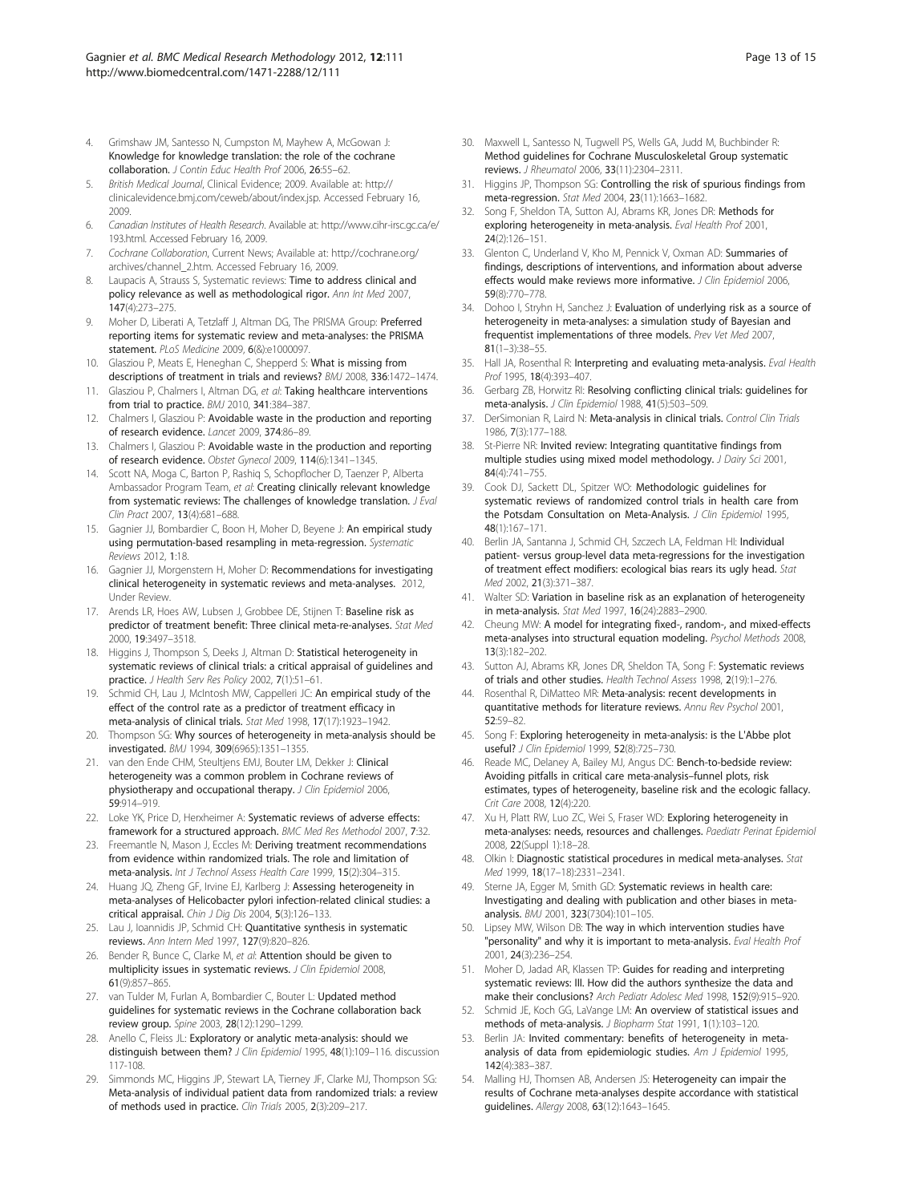4. Grimshaw JM, Santesso N, Cumpston M, Mayhew A, McGowan J: **Knowledge for knowledge translation: the role of the cochrane collaboration.** *J Contin Educ Health Prof* 2006, **26**:55–62.
5. *British Medical Journal*, Clinical Evidence; 2009. Available at: http://clinicalevidence.bmj.com/ceweb/about/index.jsp. Accessed February 16, 2009.
6. *Canadian Institutes of Health Research*. Available at: http://www.cihr-irsc.gc.ca/e/193.html. Accessed February 16, 2009.
7. *Cochrane Collaboration*, Current News; Available at: http://cochrane.org/archives/channel_2.htm. Accessed February 16, 2009.
8. Laupacis A, Strauss S, Systematic reviews: **Time to address clinical and policy relevance as well as methodological rigor.** *Ann Int Med* 2007, **147**(4):273–275.
9. Moher D, Liberati A, Tetzlaff J, Altman DG, The PRISMA Group: **Preferred reporting items for systematic review and meta-analyses: the PRISMA statement.** *PLoS Medicine* 2009, **6**(&):e1000097.
10. Glasziou P, Meats E, Heneghan C, Shepperd S: **What is missing from descriptions of treatment in trials and reviews?** *BMJ* 2008, **336**:1472–1474.
11. Glasziou P, Chalmers I, Altman DG, *et al*: **Taking healthcare interventions from trial to practice.** *BMJ* 2010, **341**:384–387.
12. Chalmers I, Glasziou P: **Avoidable waste in the production and reporting of research evidence.** *Lancet* 2009, **374**:86–89.
13. Chalmers I, Glasziou P: **Avoidable waste in the production and reporting of research evidence.** *Obstet Gynecol* 2009, **114**(6):1341–1345.
14. Scott NA, Moga C, Barton P, Rashiq S, Schopflocher D, Taenzer P, Alberta Ambassador Program Team, *et al*: **Creating clinically relevant knowledge from systematic reviews: The challenges of knowledge translation.** *J Eval Clin Pract* 2007, **13**(4):681–688.
15. Gagnier JJ, Bombardier C, Boon H, Moher D, Beyene J: **An empirical study using permutation-based resampling in meta-regression.** *Systematic Reviews* 2012, **1**:18.
16. Gagnier JJ, Morgenstern H, Moher D: **Recommendations for investigating clinical heterogeneity in systematic reviews and meta-analyses.** 2012, Under Review.
17. Arends LR, Hoes AW, Lubsen J, Grobbee DE, Stijnen T: **Baseline risk as predictor of treatment benefit: Three clinical meta-re-analyses.** *Stat Med* 2000, **19**:3497–3518.
18. Higgins J, Thompson S, Deeks J, Altman D: **Statistical heterogeneity in systematic reviews of clinical trials: a critical appraisal of guidelines and practice.** *J Health Serv Res Policy* 2002, **7**(1):51–61.
19. Schmid CH, Lau J, McIntosh MW, Cappelleri JC: **An empirical study of the effect of the control rate as a predictor of treatment efficacy in meta-analysis of clinical trials.** *Stat Med* 1998, **17**(17):1923–1942.
20. Thompson SG: **Why sources of heterogeneity in meta-analysis should be investigated.** *BMJ* 1994, **309**(6965):1351–1355.
21. van den Ende CHM, Steultjens EMJ, Bouter LM, Dekker J: **Clinical heterogeneity was a common problem in Cochrane reviews of physiotherapy and occupational therapy.** *J Clin Epidemiol* 2006, **59**:914–919.
22. Loke YK, Price D, Herxheimer A: **Systematic reviews of adverse effects: framework for a structured approach.** *BMC Med Res Methodol* 2007, **7**:32.
23. Freemantle N, Mason J, Eccles M: **Deriving treatment recommendations from evidence within randomized trials. The role and limitation of meta-analysis.** *Int J Technol Assess Health Care* 1999, **15**(2):304–315.
24. Huang JQ, Zheng GF, Irvine EJ, Karlberg J: **Assessing heterogeneity in meta-analyses of Helicobacter pylori infection-related clinical studies: a critical appraisal.** *Chin J Dig Dis* 2004, **5**(3):126–133.
25. Lau J, Ioannidis JP, Schmid CH: **Quantitative synthesis in systematic reviews.** *Ann Intern Med* 1997, **127**(9):820–826.
26. Bender R, Bunce C, Clarke M, *et al*: **Attention should be given to multiplicity issues in systematic reviews.** *J Clin Epidemiol* 2008, **61**(9):857–865.
27. van Tulder M, Furlan A, Bombardier C, Bouter L: **Updated method guidelines for systematic reviews in the Cochrane collaboration back review group.** *Spine* 2003, **28**(12):1290–1299.
28. Anello C, Fleiss JL: **Exploratory or analytic meta-analysis: should we distinguish between them?** *J Clin Epidemiol* 1995, **48**(1):109–116. discussion 117-108.
29. Simmonds MC, Higgins JP, Stewart LA, Tierney JF, Clarke MJ, Thompson SG: **Meta-analysis of individual patient data from randomized trials: a review of methods used in practice.** *Clin Trials* 2005, **2**(3):209–217.
30. Maxwell L, Santesso N, Tugwell PS, Wells GA, Judd M, Buchbinder R: **Method guidelines for Cochrane Musculoskeletal Group systematic reviews.** *J Rheumatol* 2006, **33**(11):2304–2311.
31. Higgins JP, Thompson SG: **Controlling the risk of spurious findings from meta-regression.** *Stat Med* 2004, **23**(11):1663–1682.
32. Song F, Sheldon TA, Sutton AJ, Abrams KR, Jones DR: **Methods for exploring heterogeneity in meta-analysis.** *Eval Health Prof* 2001, **24**(2):126–151.
33. Glenton C, Underland V, Kho M, Pennick V, Oxman AD: **Summaries of findings, descriptions of interventions, and information about adverse effects would make reviews more informative.** *J Clin Epidemiol* 2006, **59**(8):770–778.
34. Dohoo I, Stryhn H, Sanchez J: **Evaluation of underlying risk as a source of heterogeneity in meta-analyses: a simulation study of Bayesian and frequentist implementations of three models.** *Prev Vet Med* 2007, **81**(1–3):38–55.
35. Hall JA, Rosenthal R: **Interpreting and evaluating meta-analysis.** *Eval Health Prof* 1995, **18**(4):393–407.
36. Gerbarg ZB, Horwitz RI: **Resolving conflicting clinical trials: guidelines for meta-analysis.** *J Clin Epidemiol* 1988, **41**(5):503–509.
37. DerSimonian R, Laird N: **Meta-analysis in clinical trials.** *Control Clin Trials* 1986, **7**(3):177–188.
38. St-Pierre NR: **Invited review: Integrating quantitative findings from multiple studies using mixed model methodology.** *J Dairy Sci* 2001, **84**(4):741–755.
39. Cook DJ, Sackett DL, Spitzer WO: **Methodologic guidelines for systematic reviews of randomized control trials in health care from the Potsdam Consultation on Meta-Analysis.** *J Clin Epidemiol* 1995, **48**(1):167–171.
40. Berlin JA, Santanna J, Schmid CH, Szczech LA, Feldman HI: **Individual patient- versus group-level data meta-regressions for the investigation of treatment effect modifiers: ecological bias rears its ugly head.** *Stat Med* 2002, **21**(3):371–387.
41. Walter SD: **Variation in baseline risk as an explanation of heterogeneity in meta-analysis.** *Stat Med* 1997, **16**(24):2883–2900.
42. Cheung MW: **A model for integrating fixed-, random-, and mixed-effects meta-analyses into structural equation modeling.** *Psychol Methods* 2008, **13**(3):182–202.
43. Sutton AJ, Abrams KR, Jones DR, Sheldon TA, Song F: **Systematic reviews of trials and other studies.** *Health Technol Assess* 1998, **2**(19):1–276.
44. Rosenthal R, DiMatteo MR: **Meta-analysis: recent developments in quantitative methods for literature reviews.** *Annu Rev Psychol* 2001, **52**:59–82.
45. Song F: **Exploring heterogeneity in meta-analysis: is the L'Abbe plot useful?** *J Clin Epidemiol* 1999, **52**(8):725–730.
46. Reade MC, Delaney A, Bailey MJ, Angus DC: **Bench-to-bedside review: Avoiding pitfalls in critical care meta-analysis–funnel plots, risk estimates, types of heterogeneity, baseline risk and the ecologic fallacy.** *Crit Care* 2008, **12**(4):220.
47. Xu H, Platt RW, Luo ZC, Wei S, Fraser WD: **Exploring heterogeneity in meta-analyses: needs, resources and challenges.** *Paediatr Perinat Epidemiol* 2008, **22**(Suppl 1):18–28.
48. Olkin I: **Diagnostic statistical procedures in medical meta-analyses.** *Stat Med* 1999, **18**(17–18):2331–2341.
49. Sterne JA, Egger M, Smith GD: **Systematic reviews in health care: Investigating and dealing with publication and other biases in meta-analysis.** *BMJ* 2001, **323**(7304):101–105.
50. Lipsey MW, Wilson DB: **The way in which intervention studies have "personality" and why it is important to meta-analysis.** *Eval Health Prof* 2001, **24**(3):236–254.
51. Moher D, Jadad AR, Klassen TP: **Guides for reading and interpreting systematic reviews: III. How did the authors synthesize the data and make their conclusions?** *Arch Pediatr Adolesc Med* 1998, **152**(9):915–920.
52. Schmid JE, Koch GG, LaVange LM: **An overview of statistical issues and methods of meta-analysis.** *J Biopharm Stat* 1991, **1**(1):103–120.
53. Berlin JA: **Invited commentary: benefits of heterogeneity in meta-analysis of data from epidemiologic studies.** *Am J Epidemiol* 1995, **142**(4):383–387.
54. Malling HJ, Thomsen AB, Andersen JS: **Heterogeneity can impair the results of Cochrane meta-analyses despite accordance with statistical guidelines.** *Allergy* 2008, **63**(12):1643–1645.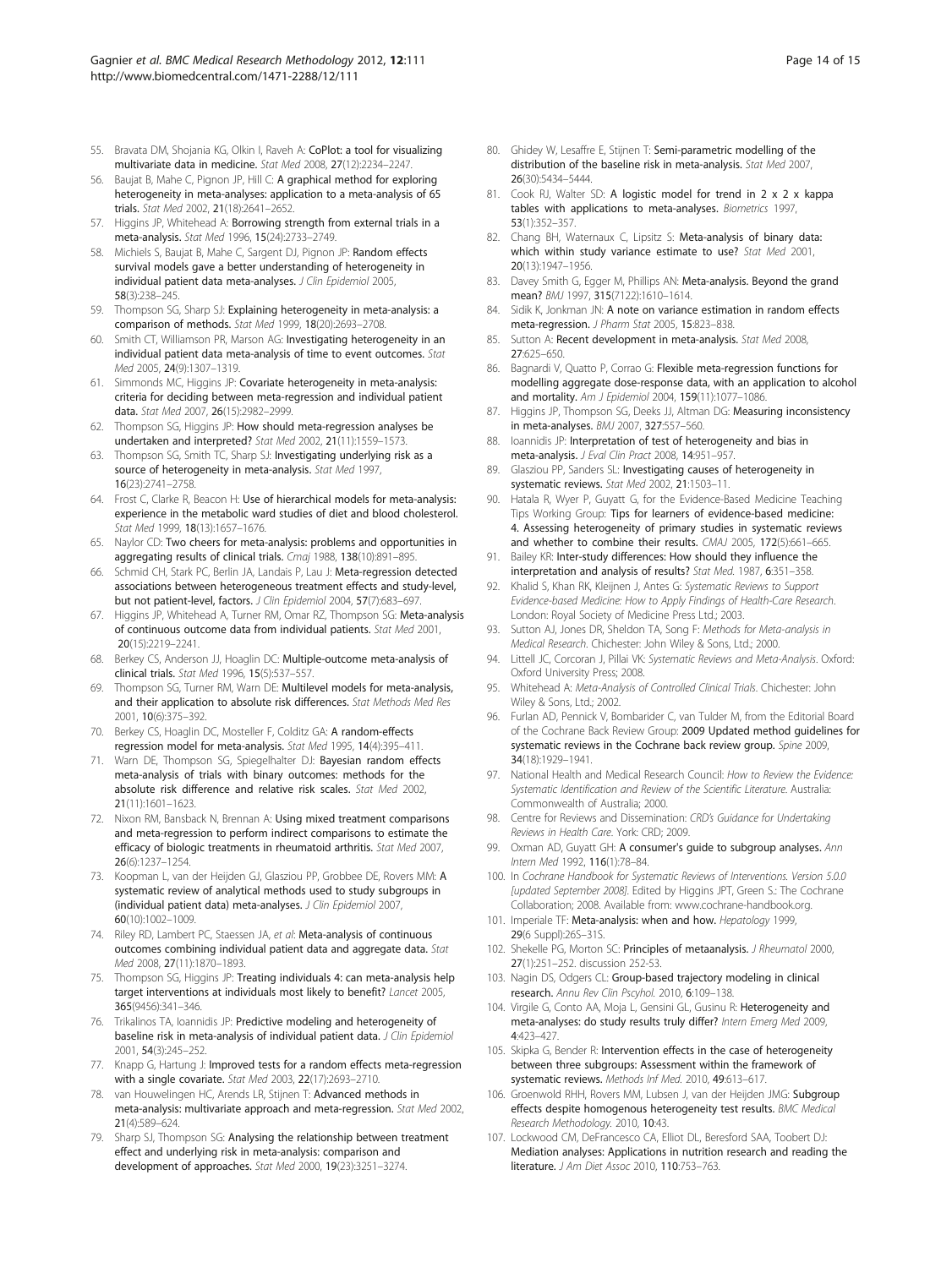55. Bravata DM, Shojania KG, Olkin I, Raveh A: **CoPlot: a tool for visualizing multivariate data in medicine.** *Stat Med* 2008, **27**(12):2234–2247.
56. Baujat B, Mahe C, Pignon JP, Hill C: **A graphical method for exploring heterogeneity in meta-analyses: application to a meta-analysis of 65 trials.** *Stat Med* 2002, **21**(18):2641–2652.
57. Higgins JP, Whitehead A: **Borrowing strength from external trials in a meta-analysis.** *Stat Med* 1996, **15**(24):2733–2749.
58. Michiels S, Baujat B, Mahe C, Sargent DJ, Pignon JP: **Random effects survival models gave a better understanding of heterogeneity in individual patient data meta-analyses.** *J Clin Epidemiol* 2005, **58**(3):238–245.
59. Thompson SG, Sharp SJ: **Explaining heterogeneity in meta-analysis: a comparison of methods.** *Stat Med* 1999, **18**(20):2693–2708.
60. Smith CT, Williamson PR, Marson AG: **Investigating heterogeneity in an individual patient data meta-analysis of time to event outcomes.** *Stat Med* 2005, **24**(9):1307–1319.
61. Simmonds MC, Higgins JP: **Covariate heterogeneity in meta-analysis: criteria for deciding between meta-regression and individual patient data.** *Stat Med* 2007, **26**(15):2982–2999.
62. Thompson SG, Higgins JP: **How should meta-regression analyses be undertaken and interpreted?** *Stat Med* 2002, **21**(11):1559–1573.
63. Thompson SG, Smith TC, Sharp SJ: **Investigating underlying risk as a source of heterogeneity in meta-analysis.** *Stat Med* 1997, **16**(23):2741–2758.
64. Frost C, Clarke R, Beacon H: **Use of hierarchical models for meta-analysis: experience in the metabolic ward studies of diet and blood cholesterol.** *Stat Med* 1999, **18**(13):1657–1676.
65. Naylor CD: **Two cheers for meta-analysis: problems and opportunities in aggregating results of clinical trials.** *Cmaj* 1988, **138**(10):891–895.
66. Schmid CH, Stark PC, Berlin JA, Landais P, Lau J: **Meta-regression detected associations between heterogeneous treatment effects and study-level, but not patient-level, factors.** *J Clin Epidemiol* 2004, **57**(7):683–697.
67. Higgins JP, Whitehead A, Turner RM, Omar RZ, Thompson SG: **Meta-analysis of continuous outcome data from individual patients.** *Stat Med* 2001, **20**(15):2219–2241.
68. Berkey CS, Anderson JJ, Hoaglin DC: **Multiple-outcome meta-analysis of clinical trials.** *Stat Med* 1996, **15**(5):537–557.
69. Thompson SG, Turner RM, Warn DE: **Multilevel models for meta-analysis, and their application to absolute risk differences.** *Stat Methods Med Res* 2001, **10**(6):375–392.
70. Berkey CS, Hoaglin DC, Mosteller F, Colditz GA: **A random-effects regression model for meta-analysis.** *Stat Med* 1995, **14**(4):395–411.
71. Warn DE, Thompson SG, Spiegelhalter DJ: **Bayesian random effects meta-analysis of trials with binary outcomes: methods for the absolute risk difference and relative risk scales.** *Stat Med* 2002, **21**(11):1601–1623.
72. Nixon RM, Bansback N, Brennan A: **Using mixed treatment comparisons and meta-regression to perform indirect comparisons to estimate the efficacy of biologic treatments in rheumatoid arthritis.** *Stat Med* 2007, **26**(6):1237–1254.
73. Koopman L, van der Heijden GJ, Glasziou PP, Grobbee DE, Rovers MM: **A systematic review of analytical methods used to study subgroups in (individual patient data) meta-analyses.** *J Clin Epidemiol* 2007, **60**(10):1002–1009.
74. Riley RD, Lambert PC, Staessen JA, *et al*: **Meta-analysis of continuous outcomes combining individual patient data and aggregate data.** *Stat Med* 2008, **27**(11):1870–1893.
75. Thompson SG, Higgins JP: **Treating individuals 4: can meta-analysis help target interventions at individuals most likely to benefit?** *Lancet* 2005, **365**(9456):341–346.
76. Trikalinos TA, Ioannidis JP: **Predictive modeling and heterogeneity of baseline risk in meta-analysis of individual patient data.** *J Clin Epidemiol* 2001, **54**(3):245–252.
77. Knapp G, Hartung J: **Improved tests for a random effects meta-regression with a single covariate.** *Stat Med* 2003, **22**(17):2693–2710.
78. van Houwelingen HC, Arends LR, Stijnen T: **Advanced methods in meta-analysis: multivariate approach and meta-regression.** *Stat Med* 2002, **21**(4):589–624.
79. Sharp SJ, Thompson SG: **Analysing the relationship between treatment effect and underlying risk in meta-analysis: comparison and development of approaches.** *Stat Med* 2000, **19**(23):3251–3274.
80. Ghidey W, Lesaffre E, Stijnen T: **Semi-parametric modelling of the distribution of the baseline risk in meta-analysis.** *Stat Med* 2007, **26**(30):5434–5444.
81. Cook RJ, Walter SD: **A logistic model for trend in 2 x 2 x kappa tables with applications to meta-analyses.** *Biometrics* 1997, **53**(1):352–357.
82. Chang BH, Waternaux C, Lipsitz S: **Meta-analysis of binary data: which within study variance estimate to use?** *Stat Med* 2001, **20**(13):1947–1956.
83. Davey Smith G, Egger M, Phillips AN: **Meta-analysis. Beyond the grand mean?** *BMJ* 1997, **315**(7122):1610–1614.
84. Sidik K, Jonkman JN: **A note on variance estimation in random effects meta-regression.** *J Pharm Stat* 2005, **15**:823–838.
85. Sutton A: **Recent development in meta-analysis.** *Stat Med* 2008, **27**:625–650.
86. Bagnardi V, Quatto P, Corrao G: **Flexible meta-regression functions for modelling aggregate dose-response data, with an application to alcohol and mortality.** *Am J Epidemiol* 2004, **159**(11):1077–1086.
87. Higgins JP, Thompson SG, Deeks JJ, Altman DG: **Measuring inconsistency in meta-analyses.** *BMJ* 2007, **327**:557–560.
88. Ioannidis JP: **Interpretation of test of heterogeneity and bias in meta-analysis.** *J Eval Clin Pract* 2008, **14**:951–957.
89. Glasziou PP, Sanders SL: **Investigating causes of heterogeneity in systematic reviews.** *Stat Med* 2002, **21**:1503–11.
90. Hatala R, Wyer P, Guyatt G, for the Evidence-Based Medicine Teaching Tips Working Group: **Tips for learners of evidence-based medicine: 4. Assessing heterogeneity of primary studies in systematic reviews and whether to combine their results.** *CMAJ* 2005, **172**(5):661–665.
91. Bailey KR: **Inter-study differences: How should they influence the interpretation and analysis of results?** *Stat Med.* 1987, **6**:351–358.
92. Khalid S, Khan RK, Kleijnen J, Antes G: *Systematic Reviews to Support Evidence-based Medicine: How to Apply Findings of Health-Care Research*. London: Royal Society of Medicine Press Ltd.; 2003.
93. Sutton AJ, Jones DR, Sheldon TA, Song F: *Methods for Meta-analysis in Medical Research*. Chichester: John Wiley & Sons, Ltd.; 2000.
94. Littell JC, Corcoran J, Pillai VK: *Systematic Reviews and Meta-Analysis*. Oxford: Oxford University Press; 2008.
95. Whitehead A: *Meta-Analysis of Controlled Clinical Trials*. Chichester: John Wiley & Sons, Ltd.; 2002.
96. Furlan AD, Pennick V, Bombardier C, van Tulder M, from the Editorial Board of the Cochrane Back Review Group: **2009 Updated method guidelines for systematic reviews in the Cochrane back review group.** *Spine* 2009, **34**(18):1929–1941.
97. National Health and Medical Research Council: *How to Review the Evidence: Systematic Identification and Review of the Scientific Literature*. Australia: Commonwealth of Australia; 2000.
98. Centre for Reviews and Dissemination: *CRD's Guidance for Undertaking Reviews in Health Care*. York: CRD; 2009.
99. Oxman AD, Guyatt GH: **A consumer's guide to subgroup analyses.** *Ann Intern Med* 1992, **116**(1):78–84.
100. In *Cochrane Handbook for Systematic Reviews of Interventions. Version 5.0.0 [updated September 2008]*. Edited by Higgins JPT, Green S.: The Cochrane Collaboration; 2008. Available from: www.cochrane-handbook.org.
101. Imperiale TF: **Meta-analysis: when and how.** *Hepatology* 1999, **29**(6 Suppl):26S–31S.
102. Shekelle PG, Morton SC: **Principles of metaanalysis.** *J Rheumatol* 2000, **27**(1):251–252. discussion 252-53.
103. Nagin DS, Odgers CL: **Group-based trajectory modeling in clinical research.** *Annu Rev Clin Pscyhol.* 2010, **6**:109–138.
104. Virgile G, Conto AA, Moja L, Gensini GL, Gusinu R: **Heterogeneity and meta-analyses: do study results truly differ?** *Intern Emerg Med* 2009, **4**:423–427.
105. Skipka G, Bender R: **Intervention effects in the case of heterogeneity between three subgroups: Assessment within the framework of systematic reviews.** *Methods Inf Med.* 2010, **49**:613–617.
106. Groenwold RHH, Rovers MM, Lubsen J, van der Heijden JMG: **Subgroup effects despite homogenous heterogeneity test results.** *BMC Medical Research Methodology.* 2010, **10**:43.
107. Lockwood CM, DeFrancesco CA, Elliot DL, Beresford SAA, Toobert DJ: **Mediation analyses: Applications in nutrition research and reading the literature.** *J Am Diet Assoc* 2010, **110**:753–763.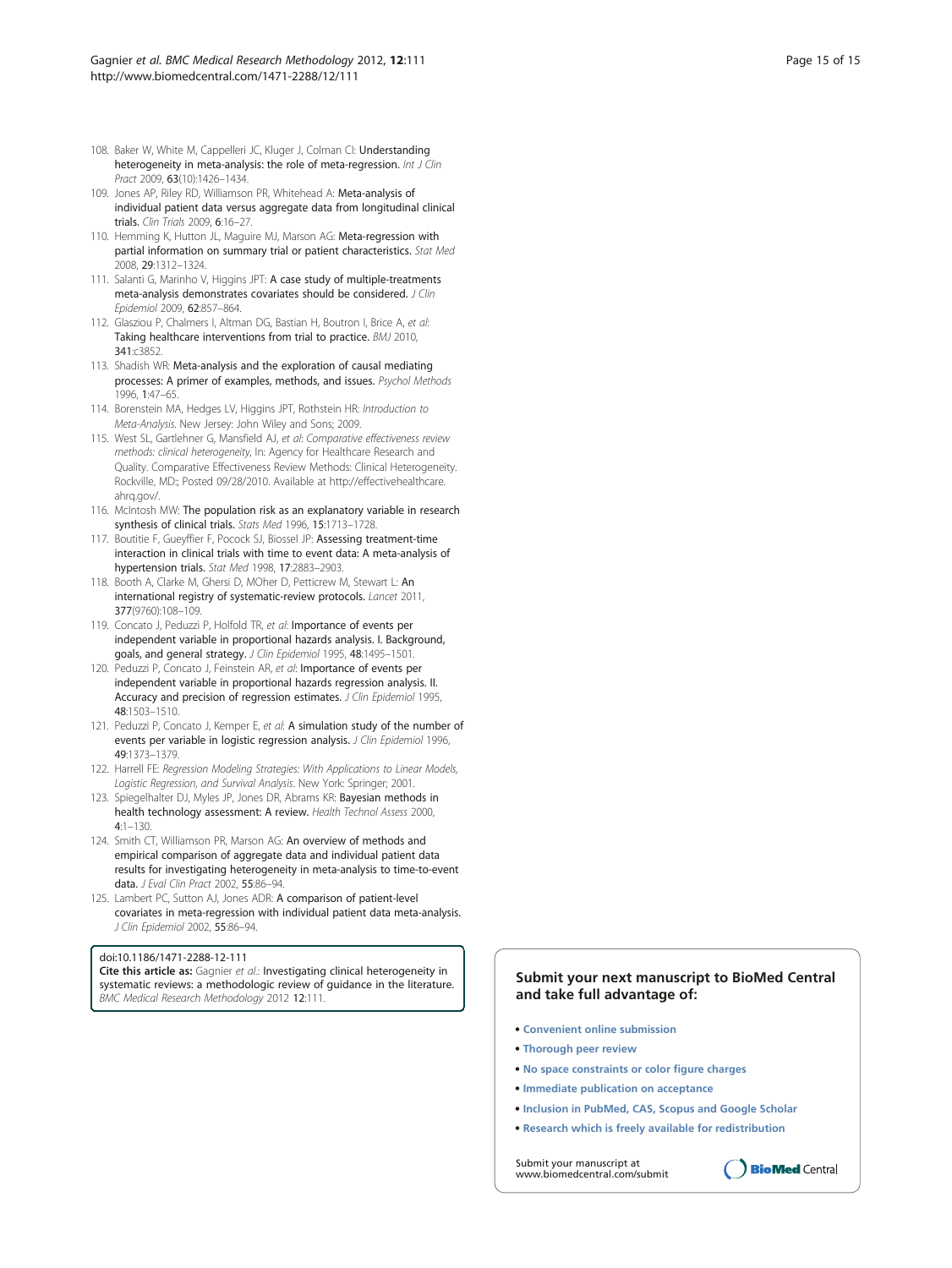108. Baker W, White M, Cappelleri JC, Kluger J, Colman CI: **Understanding heterogeneity in meta-analysis: the role of meta-regression.** *Int J Clin Pract* 2009, **63**(10):1426–1434.
109. Jones AP, Riley RD, Williamson PR, Whitehead A: **Meta-analysis of individual patient data versus aggregate data from longitudinal clinical trials.** *Clin Trials* 2009, **6**:16–27.
110. Hemming K, Hutton JL, Maguire MJ, Marson AG: **Meta-regression with partial information on summary trial or patient characteristics.** *Stat Med* 2008, **29**:1312–1324.
111. Salanti G, Marinho V, Higgins JPT: **A case study of multiple-treatments meta-analysis demonstrates covariates should be considered.** *J Clin Epidemiol* 2009, **62**:857–864.
112. Glasziou P, Chalmers I, Altman DG, Bastian H, Boutron I, Brice A, *et al*: **Taking healthcare interventions from trial to practice.** *BMJ* 2010, **341**:c3852.
113. Shadish WR: **Meta-analysis and the exploration of causal mediating processes: A primer of examples, methods, and issues.** *Psychol Methods* 1996, **1**:47–65.
114. Borenstein MA, Hedges LV, Higgins JPT, Rothstein HR: *Introduction to Meta-Analysis*. New Jersey: John Wiley and Sons; 2009.
115. West SL, Gartlehner G, Mansfield AJ, *et al*: *Comparative effectiveness review methods: clinical heterogeneity*, In: Agency for Healthcare Research and Quality. Comparative Effectiveness Review Methods: Clinical Heterogeneity. Rockville, MD:; Posted 09/28/2010. Available at http://effectivehealthcare.ahrq.gov/.
116. McIntosh MW: **The population risk as an explanatory variable in research synthesis of clinical trials.** *Stats Med* 1996, **15**:1713–1728.
117. Boutitie F, Gueyffier F, Pocock SJ, Biossel JP: **Assessing treatment-time interaction in clinical trials with time to event data: A meta-analysis of hypertension trials.** *Stat Med* 1998, **17**:2883–2903.
118. Booth A, Clarke M, Ghersi D, MOher D, Petticrew M, Stewart L: **An international registry of systematic-review protocols.** *Lancet* 2011, **377**(9760):108–109.
119. Concato J, Peduzzi P, Holfold TR, *et al*: **Importance of events per independent variable in proportional hazards analysis. I. Background, goals, and general strategy.** *J Clin Epidemiol* 1995, **48**:1495–1501.
120. Peduzzi P, Concato J, Feinstein AR, *et al*: **Importance of events per independent variable in proportional hazards regression analysis. II. Accuracy and precision of regression estimates.** *J Clin Epidemiol* 1995, **48**:1503–1510.
121. Peduzzi P, Concato J, Kemper E, *et al*: **A simulation study of the number of events per variable in logistic regression analysis.** *J Clin Epidemiol* 1996, **49**:1373–1379.
122. Harrell FE: *Regression Modeling Strategies: With Applications to Linear Models, Logistic Regression, and Survival Analysis*. New York: Springer; 2001.
123. Spiegelhalter DJ, Myles JP, Jones DR, Abrams KR: **Bayesian methods in health technology assessment: A review.** *Health Technol Assess* 2000, **4**:1–130.
124. Smith CT, Williamson PR, Marson AG: **An overview of methods and empirical comparison of aggregate data and individual patient data results for investigating heterogeneity in meta-analysis to time-to-event data.** *J Eval Clin Pract* 2002, **55**:86–94.
125. Lambert PC, Sutton AJ, Jones ADR: **A comparison of patient-level covariates in meta-regression with individual patient data meta-analysis.** *J Clin Epidemiol* 2002, **55**:86–94.

doi:10.1186/1471-2288-12-111

**Cite this article as:** Gagnier *et al.*: Investigating clinical heterogeneity in systematic reviews: a methodologic review of guidance in the literature. *BMC Medical Research Methodology* 2012 **12**:111.

**Submit your next manuscript to BioMed Central and take full advantage of:**

- **Convenient online submission**
- **Thorough peer review**
- **No space constraints or color figure charges**
- **Immediate publication on acceptance**
- **Inclusion in PubMed, CAS, Scopus and Google Scholar**
- **Research which is freely available for redistribution**

Submit your manuscript at www.biomedcentral.com/submit

BioMed Central